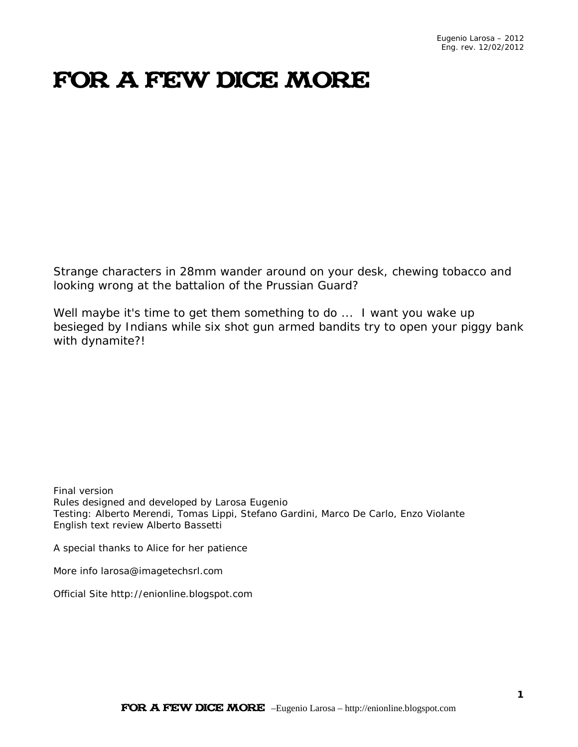Eugenio Larosa – 2012
Eng. rev. 12/02/2012

# FOR A FEW DICE MORE

Strange characters in 28mm wander around on your desk, chewing tobacco and looking wrong at the battalion of the Prussian Guard?

Well maybe it's time to get them something to do ... I want you wake up besieged by Indians while six shot gun armed bandits try to open your piggy bank with dynamite?!

Final version
Rules designed and developed by Larosa Eugenio
Testing: Alberto Merendi, Tomas Lippi, Stefano Gardini, Marco De Carlo, Enzo Violante
English text review Alberto Bassetti

A special thanks to Alice for her patience

More info larosa@imagetechsrl.com

Official Site http://enionline.blogspot.com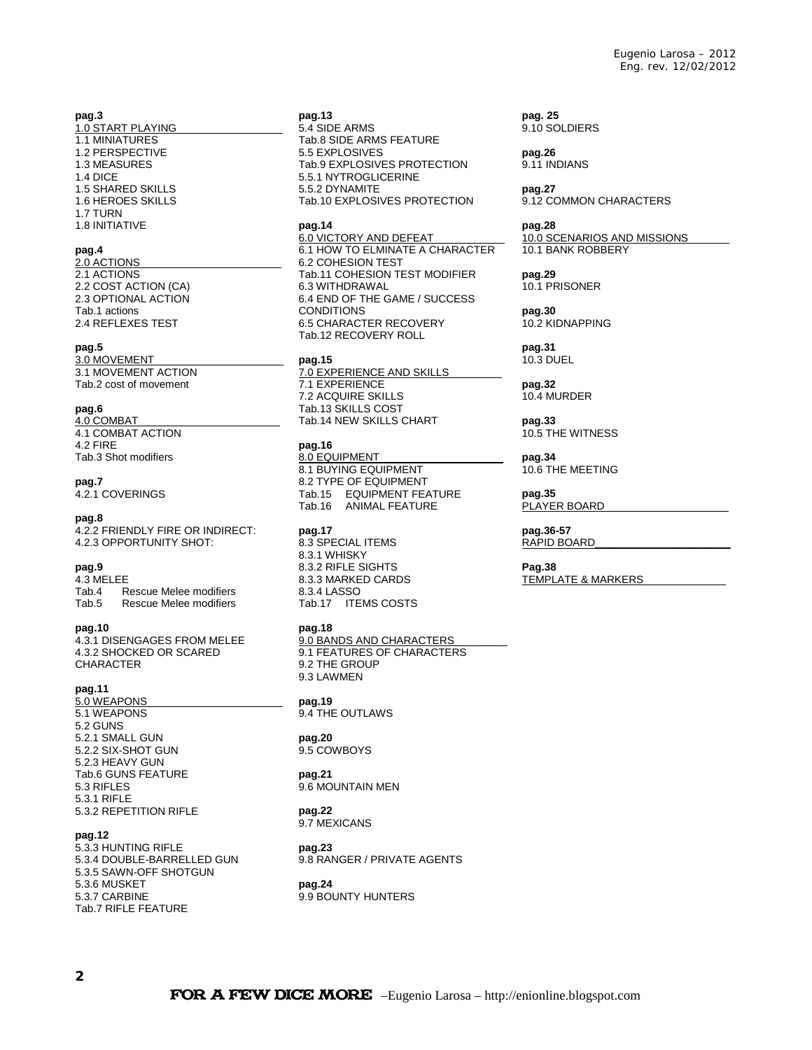Eugenio Larosa – 2012
Eng. rev. 12/02/2012

**pag.3**
1.0 START PLAYING
1.1 MINIATURES
1.2 PERSPECTIVE
1.3 MEASURES
1.4 DICE
1.5 SHARED SKILLS
1.6 HEROES SKILLS
1.7 TURN
1.8 INITIATIVE

**pag.4**
2.0 ACTIONS
2.1 ACTIONS
2.2 COST ACTION (CA)
2.3 OPTIONAL ACTION
Tab.1 actions
2.4 REFLEXES TEST

**pag.5**
3.0 MOVEMENT
3.1 MOVEMENT ACTION
Tab.2 cost of movement

**pag.6**
4.0 COMBAT
4.1 COMBAT ACTION
4.2 FIRE
Tab.3 Shot modifiers

**pag.7**
4.2.1 COVERINGS

**pag.8**
4.2.2 FRIENDLY FIRE OR INDIRECT:
4.2.3 OPPORTUNITY SHOT:

**pag.9**
4.3 MELEE
Tab.4 Rescue Melee modifiers
Tab.5 Rescue Melee modifiers

**pag.10**
4.3.1 DISENGAGES FROM MELEE
4.3.2 SHOCKED OR SCARED CHARACTER

**pag.11**
5.0 WEAPONS
5.1 WEAPONS
5.2 GUNS
5.2.1 SMALL GUN
5.2.2 SIX-SHOT GUN
5.2.3 HEAVY GUN
Tab.6 GUNS FEATURE
5.3 RIFLES
5.3.1 RIFLE
5.3.2 REPETITION RIFLE

**pag.12**
5.3.3 HUNTING RIFLE
5.3.4 DOUBLE-BARRELLED GUN
5.3.5 SAWN-OFF SHOTGUN
5.3.6 MUSKET
5.3.7 CARBINE
Tab.7 RIFLE FEATURE

**pag.13**
5.4 SIDE ARMS
Tab.8 SIDE ARMS FEATURE
5.5 EXPLOSIVES
Tab.9 EXPLOSIVES PROTECTION
5.5.1 NYTROGLICERINE
5.5.2 DYNAMITE
Tab.10 EXPLOSIVES PROTECTION

**pag.14**
6.0 VICTORY AND DEFEAT
6.1 HOW TO ELMINATE A CHARACTER
6.2 COHESION TEST
Tab.11 COHESION TEST MODIFIER
6.3 WITHDRAWAL
6.4 END OF THE GAME / SUCCESS CONDITIONS
6.5 CHARACTER RECOVERY
Tab.12 RECOVERY ROLL

**pag.15**
7.0 EXPERIENCE AND SKILLS
7.1 EXPERIENCE
7.2 ACQUIRE SKILLS
Tab.13 SKILLS COST
Tab.14 NEW SKILLS CHART

**pag.16**
8.0 EQUIPMENT
8.1 BUYING EQUIPMENT
8.2 TYPE OF EQUIPMENT
Tab.15 EQUIPMENT FEATURE
Tab.16 ANIMAL FEATURE

**pag.17**
8.3 SPECIAL ITEMS
8.3.1 WHISKY
8.3.2 RIFLE SIGHTS
8.3.3 MARKED CARDS
8.3.4 LASSO
Tab.17 ITEMS COSTS

**pag.18**
9.0 BANDS AND CHARACTERS
9.1 FEATURES OF CHARACTERS
9.2 THE GROUP
9.3 LAWMEN

**pag.19**
9.4 THE OUTLAWS

**pag.20**
9.5 COWBOYS

**pag.21**
9.6 MOUNTAIN MEN

**pag.22**
9.7 MEXICANS

**pag.23**
9.8 RANGER / PRIVATE AGENTS

**pag.24**
9.9 BOUNTY HUNTERS

**pag. 25**
9.10 SOLDIERS

**pag.26**
9.11 INDIANS

**pag.27**
9.12 COMMON CHARACTERS

**pag.28**
10.0 SCENARIOS AND MISSIONS
10.1 BANK ROBBERY

**pag.29**
10.1 PRISONER

**pag.30**
10.2 KIDNAPPING

**pag.31**
10.3 DUEL

**pag.32**
10.4 MURDER

**pag.33**
10.5 THE WITNESS

**pag.34**
10.6 THE MEETING

**pag.35**
PLAYER BOARD

**pag.36-57**
RAPID BOARD

**Pag.38**
TEMPLATE & MARKERS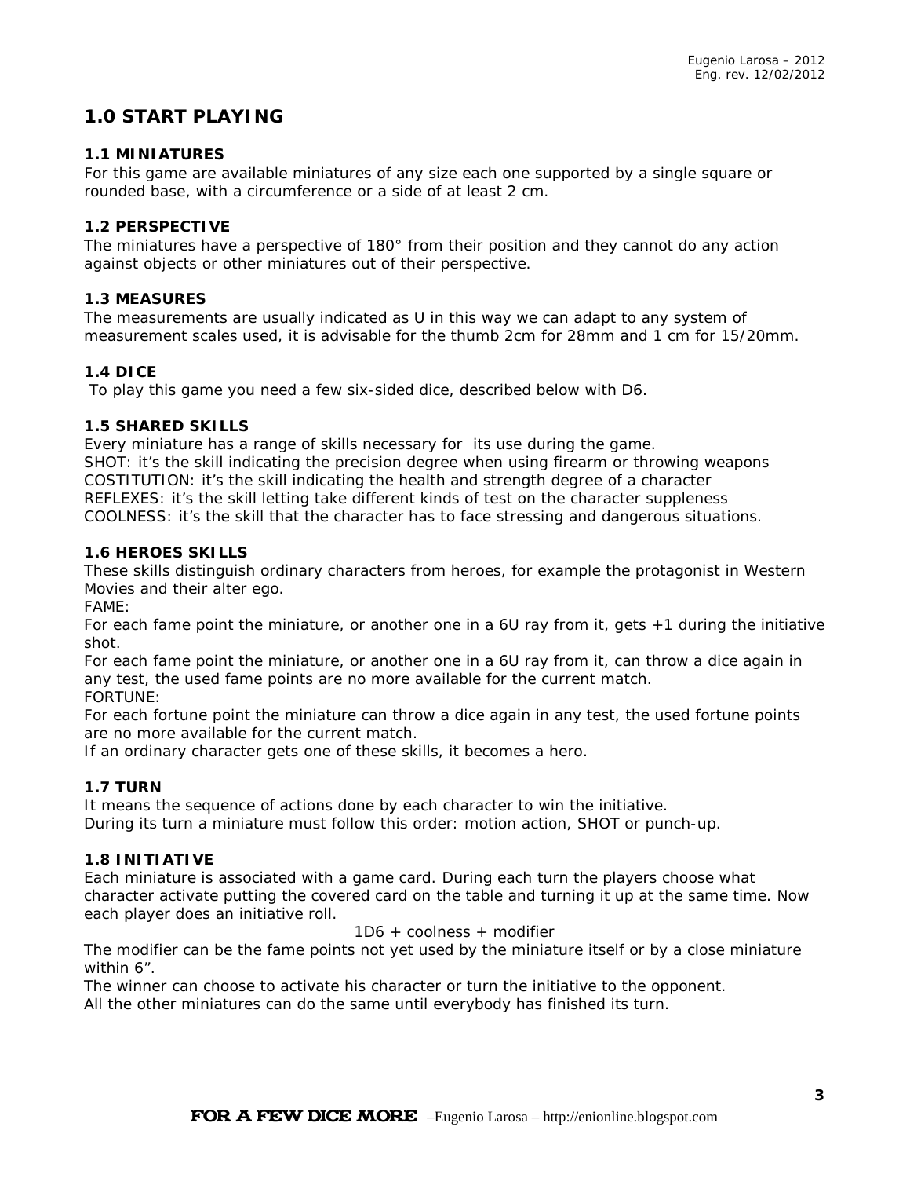## 1.0 START PLAYING

### 1.1 MINIATURES

For this game are available miniatures of any size each one supported by a single square or rounded base, with a circumference or a side of at least 2 cm.

### 1.2 PERSPECTIVE

The miniatures have a perspective of 180° from their position and they cannot do any action against objects or other miniatures out of their perspective.

### 1.3 MEASURES

The measurements are usually indicated as U in this way we can adapt to any system of measurement scales used, it is advisable for the thumb 2cm for 28mm and 1 cm for 15/20mm.

### 1.4 DICE

To play this game you need a few six-sided dice, described below with D6.

### 1.5 SHARED SKILLS

Every miniature has a range of skills necessary for its use during the game.
SHOT: it's the skill indicating the precision degree when using firearm or throwing weapons
COSTITUTION: it's the skill indicating the health and strength degree of a character
REFLEXES: it's the skill letting take different kinds of test on the character suppleness
COOLNESS: it's the skill that the character has to face stressing and dangerous situations.

### 1.6 HEROES SKILLS

These skills distinguish ordinary characters from heroes, for example the protagonist in Western Movies and their alter ego.

FAME:
For each fame point the miniature, or another one in a 6U ray from it, gets +1 during the initiative shot.
For each fame point the miniature, or another one in a 6U ray from it, can throw a dice again in any test, the used fame points are no more available for the current match.

FORTUNE:
For each fortune point the miniature can throw a dice again in any test, the used fortune points are no more available for the current match.

If an ordinary character gets one of these skills, it becomes a hero.

### 1.7 TURN

It means the sequence of actions done by each character to win the initiative.
During its turn a miniature must follow this order: motion action, SHOT or punch-up.

### 1.8 INITIATIVE

Each miniature is associated with a game card. During each turn the players choose what character activate putting the covered card on the table and turning it up at the same time. Now each player does an initiative roll.

1D6 + coolness + modifier

The modifier can be the fame points not yet used by the miniature itself or by a close miniature within 6".
The winner can choose to activate his character or turn the initiative to the opponent.
All the other miniatures can do the same until everybody has finished its turn.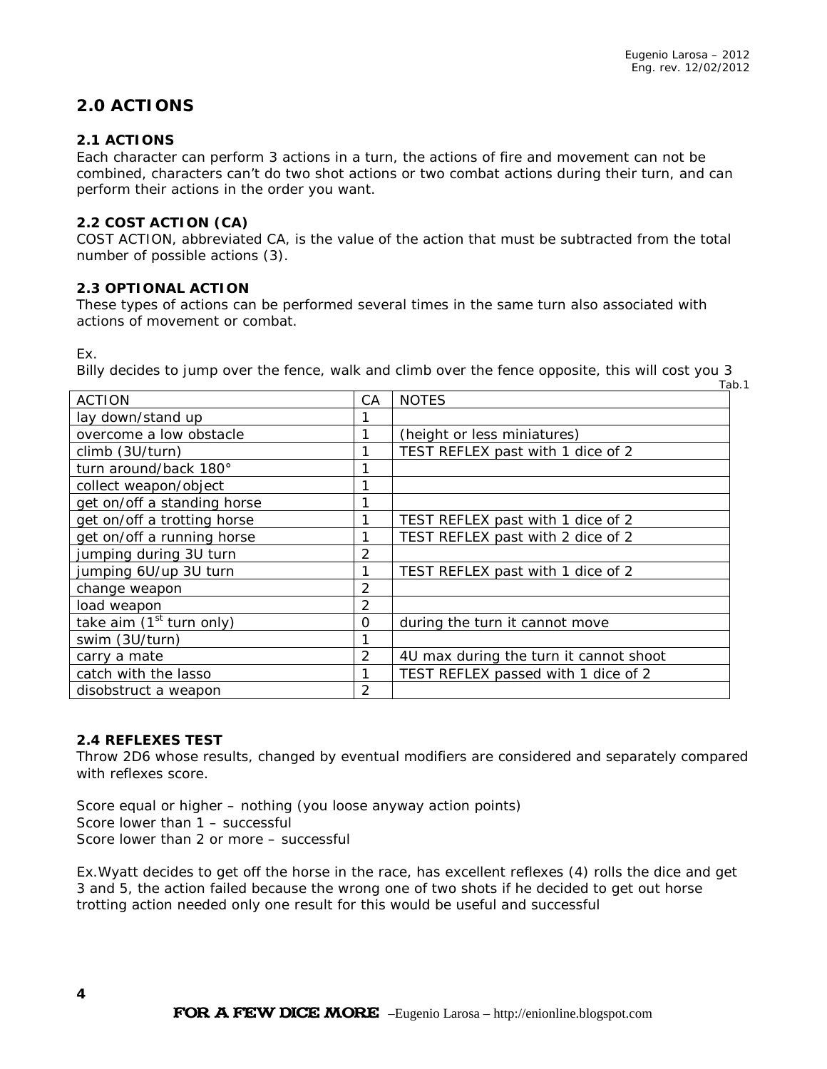## 2.0 ACTIONS

### 2.1 ACTIONS

Each character can perform 3 actions in a turn, the actions of fire and movement can not be combined, characters can't do two shot actions or two combat actions during their turn, and can perform their actions in the order you want.

### 2.2 COST ACTION (CA)

COST ACTION, abbreviated CA, is the value of the action that must be subtracted from the total number of possible actions (3).

### 2.3 OPTIONAL ACTION

These types of actions can be performed several times in the same turn also associated with actions of movement or combat.

Ex.
Billy decides to jump over the fence, walk and climb over the fence opposite, this will cost you 3

Tab.1

| ACTION | CA | NOTES |
|---|---|---|
| lay down/stand up | 1 | |
| overcome a low obstacle | 1 | (height or less miniatures) |
| climb (3U/turn) | 1 | TEST REFLEX past with 1 dice of 2 |
| turn around/back 180° | 1 | |
| collect weapon/object | 1 | |
| get on/off a standing horse | 1 | |
| get on/off a trotting horse | 1 | TEST REFLEX past with 1 dice of 2 |
| get on/off a running horse | 1 | TEST REFLEX past with 2 dice of 2 |
| jumping during 3U turn | 2 | |
| jumping 6U/up 3U turn | 1 | TEST REFLEX past with 1 dice of 2 |
| change weapon | 2 | |
| load weapon | 2 | |
| take aim (1st turn only) | 0 | during the turn it cannot move |
| swim (3U/turn) | 1 | |
| carry a mate | 2 | 4U max during the turn it cannot shoot |
| catch with the lasso | 1 | TEST REFLEX passed with 1 dice of 2 |
| disobstruct a weapon | 2 | |

### 2.4 REFLEXES TEST

Throw 2D6 whose results, changed by eventual modifiers are considered and separately compared with reflexes score.

Score equal or higher – nothing (you loose anyway action points)
Score lower than 1 – successful
Score lower than 2 or more – successful

Ex.Wyatt decides to get off the horse in the race, has excellent reflexes (4) rolls the dice and get 3 and 5, the action failed because the wrong one of two shots if he decided to get out horse trotting action needed only one result for this would be useful and successful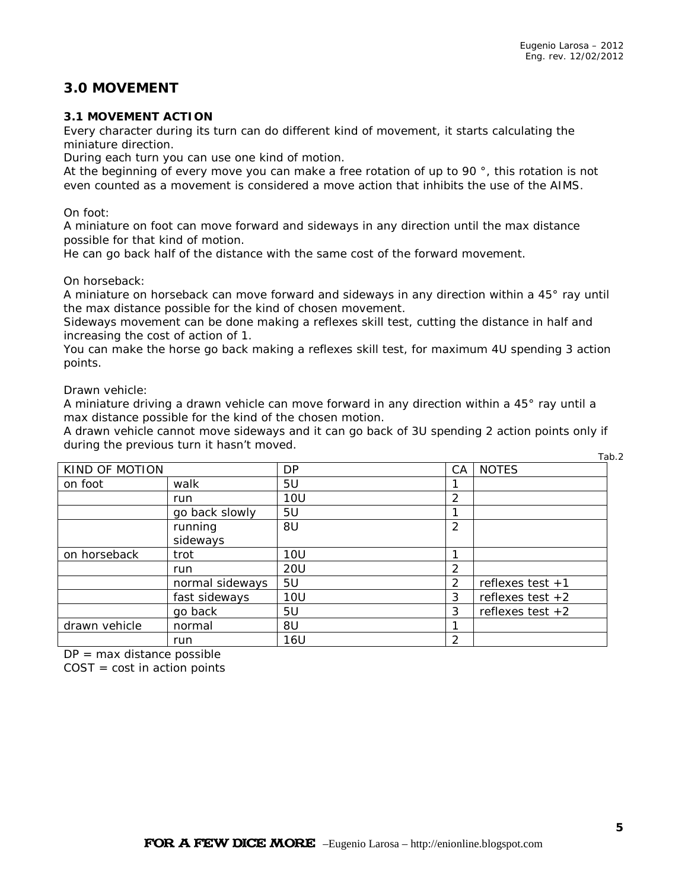## 3.0 MOVEMENT

### 3.1 MOVEMENT ACTION

Every character during its turn can do different kind of movement, it starts calculating the miniature direction.

During each turn you can use one kind of motion.

At the beginning of every move you can make a free rotation of up to 90 °, this rotation is not even counted as a movement is considered a move action that inhibits the use of the AIMS.

On foot:

A miniature on foot can move forward and sideways in any direction until the max distance possible for that kind of motion.

He can go back half of the distance with the same cost of the forward movement.

On horseback:

A miniature on horseback can move forward and sideways in any direction within a 45° ray until the max distance possible for the kind of chosen movement.

Sideways movement can be done making a reflexes skill test, cutting the distance in half and increasing the cost of action of 1.

You can make the horse go back making a reflexes skill test, for maximum 4U spending 3 action points.

Drawn vehicle:

A miniature driving a drawn vehicle can move forward in any direction within a 45° ray until a max distance possible for the kind of the chosen motion.

A drawn vehicle cannot move sideways and it can go back of 3U spending 2 action points only if during the previous turn it hasn't moved.

Tab.2

| KIND OF MOTION | | DP | CA | NOTES |
|---|---|---|---|---|
| on foot | walk | 5U | 1 | |
| | run | 10U | 2 | |
| | go back slowly | 5U | 1 | |
| | running sideways | 8U | 2 | |
| on horseback | trot | 10U | 1 | |
| | run | 20U | 2 | |
| | normal sideways | 5U | 2 | reflexes test +1 |
| | fast sideways | 10U | 3 | reflexes test +2 |
| | go back | 5U | 3 | reflexes test +2 |
| drawn vehicle | normal | 8U | 1 | |
| | run | 16U | 2 | |

DP = max distance possible

COST = cost in action points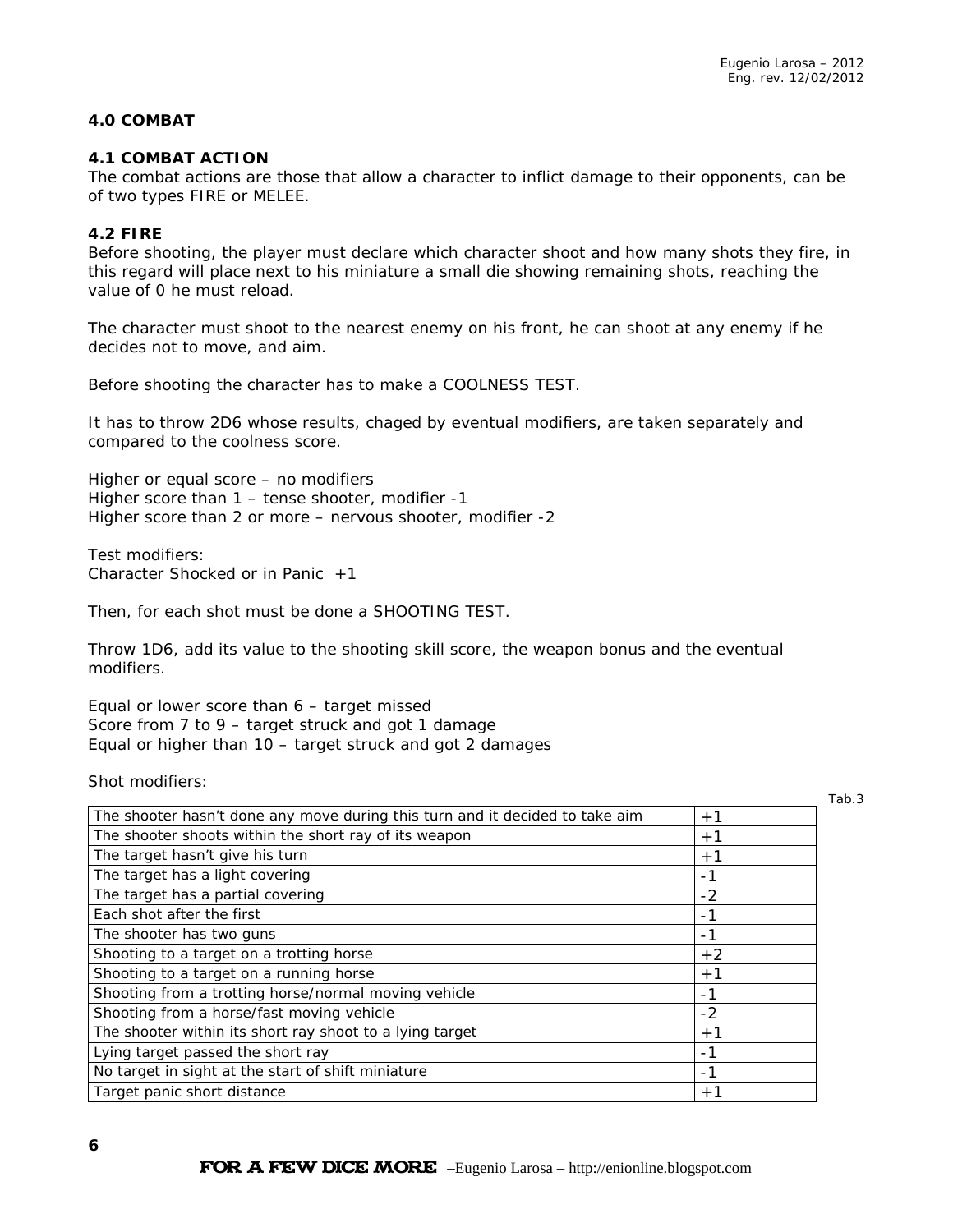### 4.0 COMBAT

### 4.1 COMBAT ACTION

The combat actions are those that allow a character to inflict damage to their opponents, can be of two types FIRE or MELEE.

### 4.2 FIRE

Before shooting, the player must declare which character shoot and how many shots they fire, in this regard will place next to his miniature a small die showing remaining shots, reaching the value of 0 he must reload.

The character must shoot to the nearest enemy on his front, he can shoot at any enemy if he decides not to move, and aim.

Before shooting the character has to make a COOLNESS TEST.

It has to throw 2D6 whose results, chaged by eventual modifiers, are taken separately and compared to the coolness score.

Higher or equal score – no modifiers
Higher score than 1 – tense shooter, modifier -1
Higher score than 2 or more – nervous shooter, modifier -2

Test modifiers:
Character Shocked or in Panic +1

Then, for each shot must be done a SHOOTING TEST.

Throw 1D6, add its value to the shooting skill score, the weapon bonus and the eventual modifiers.

Equal or lower score than 6 – target missed
Score from 7 to 9 – target struck and got 1 damage
Equal or higher than 10 – target struck and got 2 damages

Shot modifiers:

Tab.3

| | |
|---|---|
| The shooter hasn't done any move during this turn and it decided to take aim | +1 |
| The shooter shoots within the short ray of its weapon | +1 |
| The target hasn't give his turn | +1 |
| The target has a light covering | -1 |
| The target has a partial covering | -2 |
| Each shot after the first | -1 |
| The shooter has two guns | -1 |
| Shooting to a target on a trotting horse | +2 |
| Shooting to a target on a running horse | +1 |
| Shooting from a trotting horse/normal moving vehicle | -1 |
| Shooting from a horse/fast moving vehicle | -2 |
| The shooter within its short ray shoot to a lying target | +1 |
| Lying target passed the short ray | -1 |
| No target in sight at the start of shift miniature | -1 |
| Target panic short distance | +1 |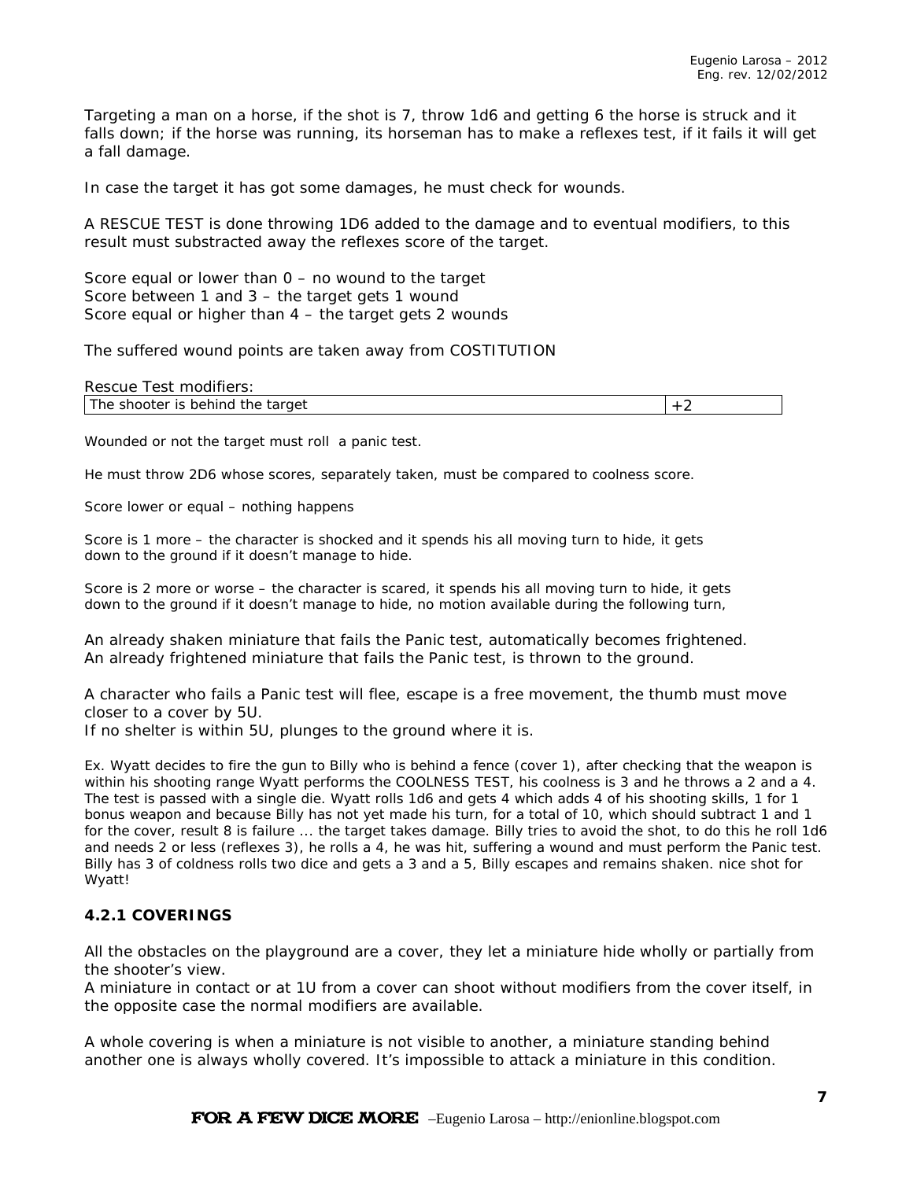Targeting a man on a horse, if the shot is 7, throw 1d6 and getting 6 the horse is struck and it falls down; if the horse was running, its horseman has to make a reflexes test, if it fails it will get a fall damage.

In case the target it has got some damages, he must check for wounds.

A RESCUE TEST is done throwing 1D6 added to the damage and to eventual modifiers, to this result must substracted away the reflexes score of the target.

Score equal or lower than 0 – no wound to the target
Score between 1 and 3 – the target gets 1 wound
Score equal or higher than 4 – the target gets 2 wounds

The suffered wound points are taken away from COSTITUTION

Rescue Test modifiers:

| The shooter is behind the target | +2 |
|---|---|

Wounded or not the target must roll a panic test.

He must throw 2D6 whose scores, separately taken, must be compared to coolness score.

Score lower or equal – nothing happens

Score is 1 more – the character is shocked and it spends his all moving turn to hide, it gets down to the ground if it doesn't manage to hide.

Score is 2 more or worse – the character is scared, it spends his all moving turn to hide, it gets down to the ground if it doesn't manage to hide, no motion available during the following turn,

An already shaken miniature that fails the Panic test, automatically becomes frightened.
An already frightened miniature that fails the Panic test, is thrown to the ground.

A character who fails a Panic test will flee, escape is a free movement, the thumb must move closer to a cover by 5U.
If no shelter is within 5U, plunges to the ground where it is.

Ex. Wyatt decides to fire the gun to Billy who is behind a fence (cover 1), after checking that the weapon is within his shooting range Wyatt performs the COOLNESS TEST, his coolness is 3 and he throws a 2 and a 4. The test is passed with a single die. Wyatt rolls 1d6 and gets 4 which adds 4 of his shooting skills, 1 for 1 bonus weapon and because Billy has not yet made his turn, for a total of 10, which should subtract 1 and 1 for the cover, result 8 is failure ... the target takes damage. Billy tries to avoid the shot, to do this he roll 1d6 and needs 2 or less (reflexes 3), he rolls a 4, he was hit, suffering a wound and must perform the Panic test. Billy has 3 of coldness rolls two dice and gets a 3 and a 5, Billy escapes and remains shaken. nice shot for Wyatt!

### 4.2.1 COVERINGS

All the obstacles on the playground are a cover, they let a miniature hide wholly or partially from the shooter's view.
A miniature in contact or at 1U from a cover can shoot without modifiers from the cover itself, in the opposite case the normal modifiers are available.

A whole covering is when a miniature is not visible to another, a miniature standing behind another one is always wholly covered. It's impossible to attack a miniature in this condition.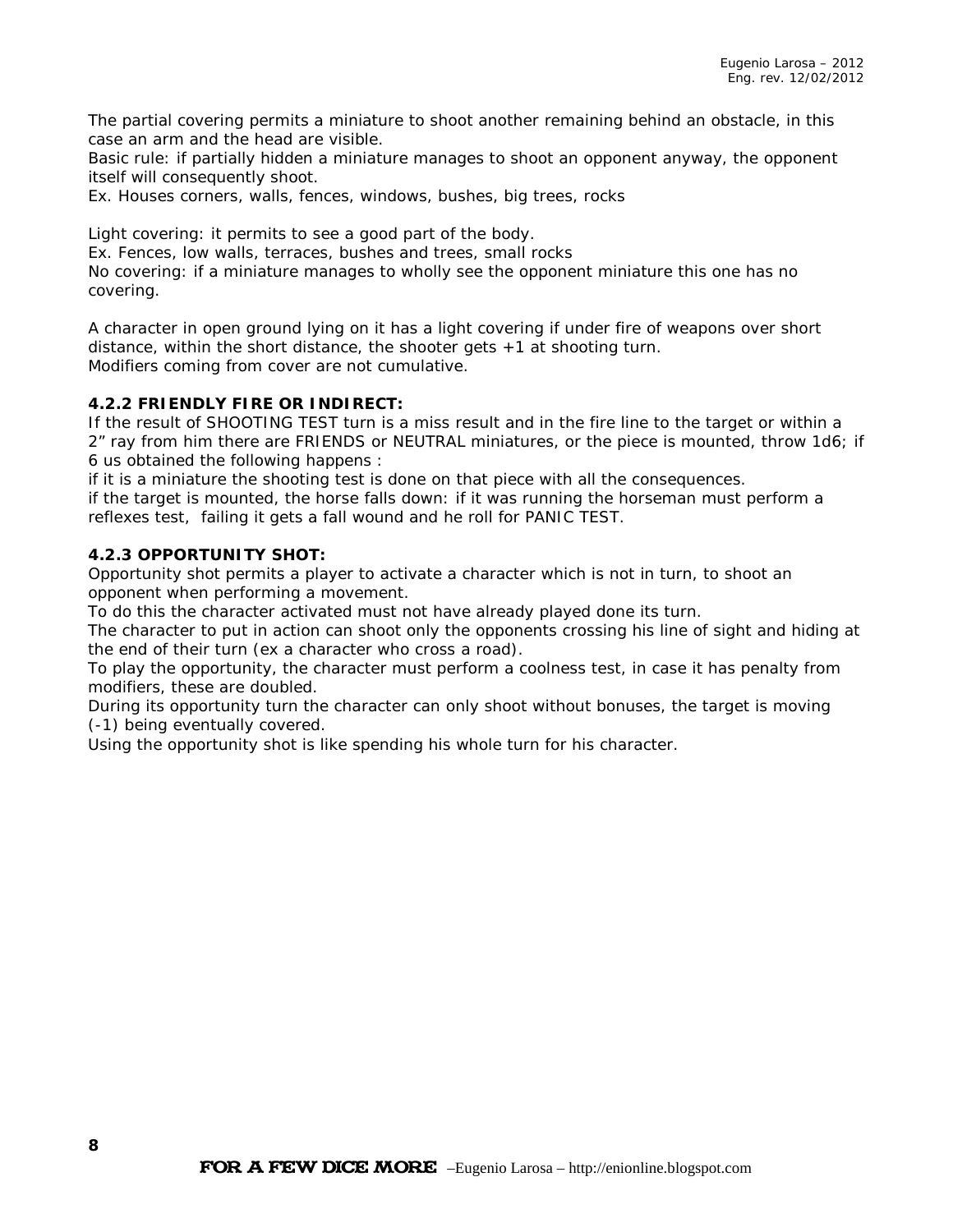The partial covering permits a miniature to shoot another remaining behind an obstacle, in this case an arm and the head are visible.
Basic rule: if partially hidden a miniature manages to shoot an opponent anyway, the opponent itself will consequently shoot.
Ex. Houses corners, walls, fences, windows, bushes, big trees, rocks

Light covering: it permits to see a good part of the body.
Ex. Fences, low walls, terraces, bushes and trees, small rocks
No covering: if a miniature manages to wholly see the opponent miniature this one has no covering.

A character in open ground lying on it has a light covering if under fire of weapons over short distance, within the short distance, the shooter gets +1 at shooting turn.
Modifiers coming from cover are not cumulative.

#### 4.2.2 FRIENDLY FIRE OR INDIRECT:

If the result of SHOOTING TEST turn is a miss result and in the fire line to the target or within a 2" ray from him there are FRIENDS or NEUTRAL miniatures, or the piece is mounted, throw 1d6; if 6 us obtained the following happens :
if it is a miniature the shooting test is done on that piece with all the consequences.
if the target is mounted, the horse falls down: if it was running the horseman must perform a reflexes test, failing it gets a fall wound and he roll for PANIC TEST.

#### 4.2.3 OPPORTUNITY SHOT:

Opportunity shot permits a player to activate a character which is not in turn, to shoot an opponent when performing a movement.
To do this the character activated must not have already played done its turn.
The character to put in action can shoot only the opponents crossing his line of sight and hiding at the end of their turn (ex a character who cross a road).
To play the opportunity, the character must perform a coolness test, in case it has penalty from modifiers, these are doubled.
During its opportunity turn the character can only shoot without bonuses, the target is moving (-1) being eventually covered.
Using the opportunity shot is like spending his whole turn for his character.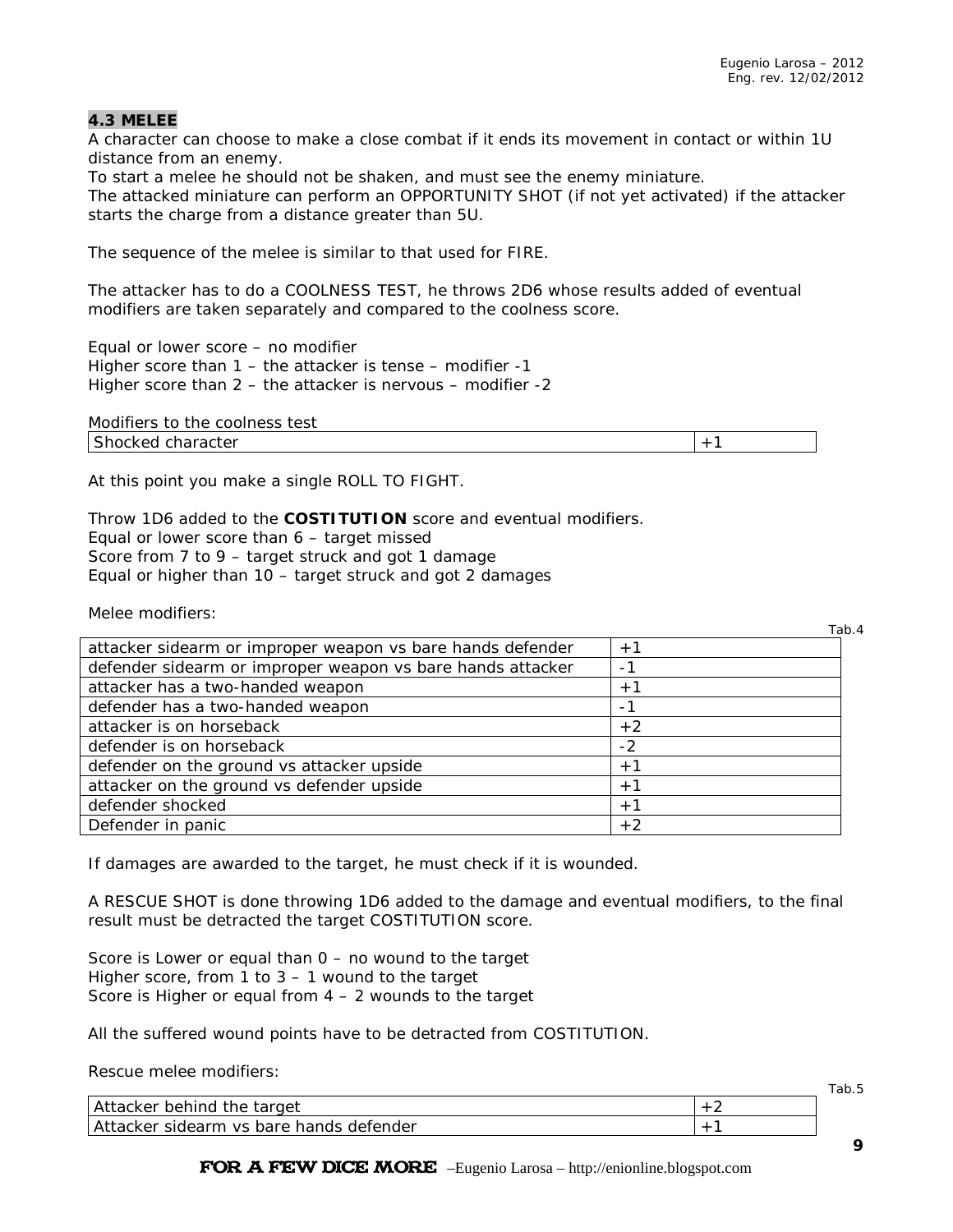### 4.3 MELEE

A character can choose to make a close combat if it ends its movement in contact or within 1U distance from an enemy.
To start a melee he should not be shaken, and must see the enemy miniature.
The attacked miniature can perform an OPPORTUNITY SHOT (if not yet activated) if the attacker starts the charge from a distance greater than 5U.

The sequence of the melee is similar to that used for FIRE.

The attacker has to do a COOLNESS TEST, he throws 2D6 whose results added of eventual modifiers are taken separately and compared to the coolness score.

Equal or lower score – no modifier
Higher score than 1 – the attacker is tense – modifier -1
Higher score than 2 – the attacker is nervous – modifier -2

| Modifiers to the coolness test | |
|---|---|
| Shocked character | +1 |

At this point you make a single ROLL TO FIGHT.

Throw 1D6 added to the **COSTITUTION** score and eventual modifiers.
Equal or lower score than 6 – target missed
Score from 7 to 9 – target struck and got 1 damage
Equal or higher than 10 – target struck and got 2 damages

Melee modifiers:

Tab.4

| | |
|---|---|
| attacker sidearm or improper weapon vs bare hands defender | +1 |
| defender sidearm or improper weapon vs bare hands attacker | -1 |
| attacker has a two-handed weapon | +1 |
| defender has a two-handed weapon | -1 |
| attacker is on horseback | +2 |
| defender is on horseback | -2 |
| defender on the ground vs attacker upside | +1 |
| attacker on the ground vs defender upside | +1 |
| defender shocked | +1 |
| Defender in panic | +2 |

If damages are awarded to the target, he must check if it is wounded.

A RESCUE SHOT is done throwing 1D6 added to the damage and eventual modifiers, to the final result must be detracted the target COSTITUTION score.

Score is Lower or equal than 0 – no wound to the target
Higher score, from 1 to 3 – 1 wound to the target
Score is Higher or equal from 4 – 2 wounds to the target

All the suffered wound points have to be detracted from COSTITUTION.

Rescue melee modifiers:

Tab.5

| | |
|---|---|
| Attacker behind the target | +2 |
| Attacker sidearm vs bare hands defender | +1 |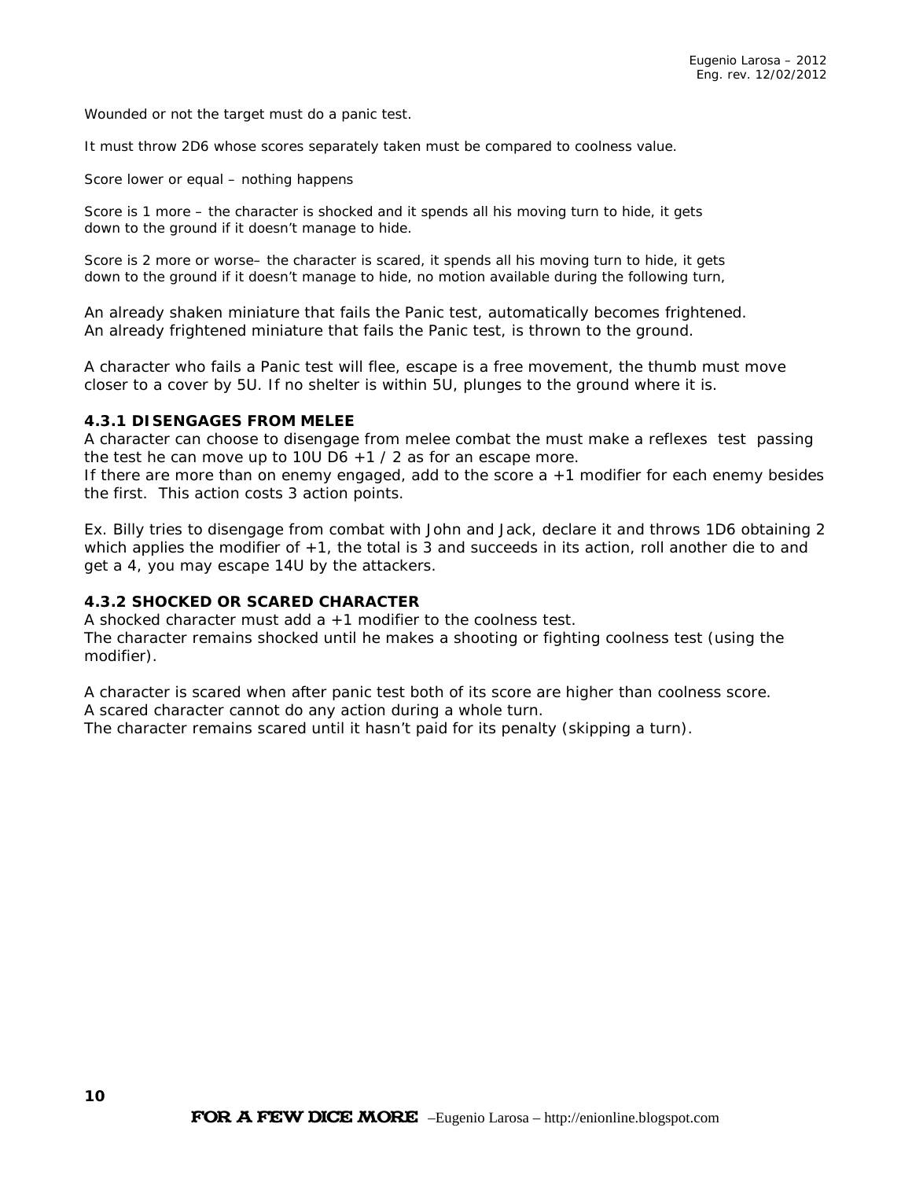Wounded or not the target must do a panic test.

It must throw 2D6 whose scores separately taken must be compared to coolness value.

Score lower or equal – nothing happens

Score is 1 more – the character is shocked and it spends all his moving turn to hide, it gets down to the ground if it doesn't manage to hide.

Score is 2 more or worse– the character is scared, it spends all his moving turn to hide, it gets down to the ground if it doesn't manage to hide, no motion available during the following turn,

An already shaken miniature that fails the Panic test, automatically becomes frightened.
An already frightened miniature that fails the Panic test, is thrown to the ground.

A character who fails a Panic test will flee, escape is a free movement, the thumb must move closer to a cover by 5U. If no shelter is within 5U, plunges to the ground where it is.

### 4.3.1 DISENGAGES FROM MELEE

A character can choose to disengage from melee combat the must make a reflexes test passing the test he can move up to 10U D6 +1 / 2 as for an escape more.
If there are more than on enemy engaged, add to the score a +1 modifier for each enemy besides the first. This action costs 3 action points.

Ex. Billy tries to disengage from combat with John and Jack, declare it and throws 1D6 obtaining 2 which applies the modifier of +1, the total is 3 and succeeds in its action, roll another die to and get a 4, you may escape 14U by the attackers.

### 4.3.2 SHOCKED OR SCARED CHARACTER

A shocked character must add a +1 modifier to the coolness test.
The character remains shocked until he makes a shooting or fighting coolness test (using the modifier).

A character is scared when after panic test both of its score are higher than coolness score.
A scared character cannot do any action during a whole turn.
The character remains scared until it hasn't paid for its penalty (skipping a turn).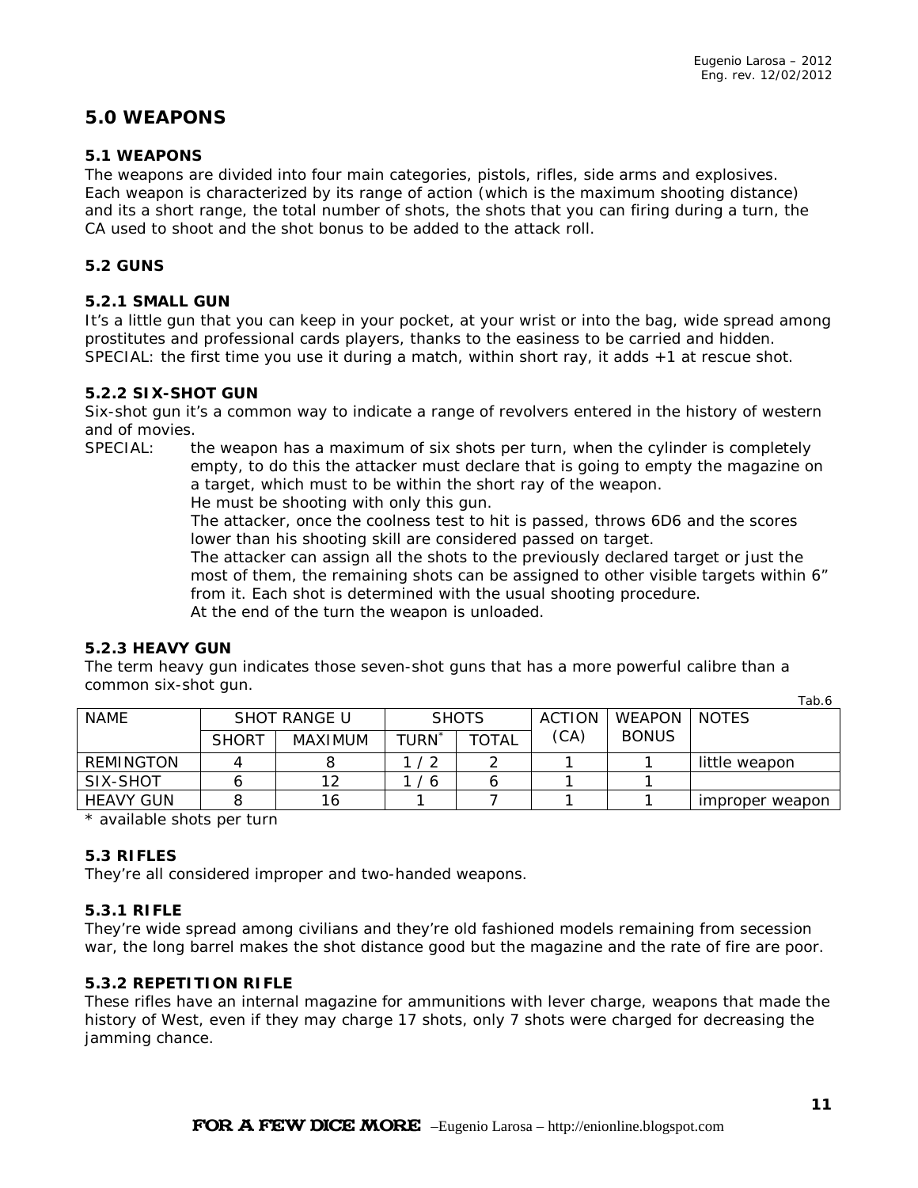# 5.0 WEAPONS

### 5.1 WEAPONS

The weapons are divided into four main categories, pistols, rifles, side arms and explosives. Each weapon is characterized by its range of action (which is the maximum shooting distance) and its a short range, the total number of shots, the shots that you can firing during a turn, the CA used to shoot and the shot bonus to be added to the attack roll.

### 5.2 GUNS

#### 5.2.1 SMALL GUN

It's a little gun that you can keep in your pocket, at your wrist or into the bag, wide spread among prostitutes and professional cards players, thanks to the easiness to be carried and hidden.
SPECIAL: the first time you use it during a match, within short ray, it adds +1 at rescue shot.

#### 5.2.2 SIX-SHOT GUN

Six-shot gun it's a common way to indicate a range of revolvers entered in the history of western and of movies.

SPECIAL: the weapon has a maximum of six shots per turn, when the cylinder is completely empty, to do this the attacker must declare that is going to empty the magazine on a target, which must to be within the short ray of the weapon.
He must be shooting with only this gun.
The attacker, once the coolness test to hit is passed, throws 6D6 and the scores lower than his shooting skill are considered passed on target.
The attacker can assign all the shots to the previously declared target or just the most of them, the remaining shots can be assigned to other visible targets within 6" from it. Each shot is determined with the usual shooting procedure.
At the end of the turn the weapon is unloaded.

#### 5.2.3 HEAVY GUN

The term heavy gun indicates those seven-shot guns that has a more powerful calibre than a common six-shot gun.

Tab.6

| NAME | SHOT RANGE U | | SHOTS | | ACTION (CA) | WEAPON BONUS | NOTES |
|---|---|---|---|---|---|---|---|
| | SHORT | MAXIMUM | TURN* | TOTAL | | | |
| REMINGTON | 4 | 8 | 1 / 2 | 2 | 1 | 1 | little weapon |
| SIX-SHOT | 6 | 12 | 1 / 6 | 6 | 1 | 1 | |
| HEAVY GUN | 8 | 16 | 1 | 7 | 1 | 1 | improper weapon |

* available shots per turn

### 5.3 RIFLES

They're all considered improper and two-handed weapons.

#### 5.3.1 RIFLE

They're wide spread among civilians and they're old fashioned models remaining from secession war, the long barrel makes the shot distance good but the magazine and the rate of fire are poor.

#### 5.3.2 REPETITION RIFLE

These rifles have an internal magazine for ammunitions with lever charge, weapons that made the history of West, even if they may charge 17 shots, only 7 shots were charged for decreasing the jamming chance.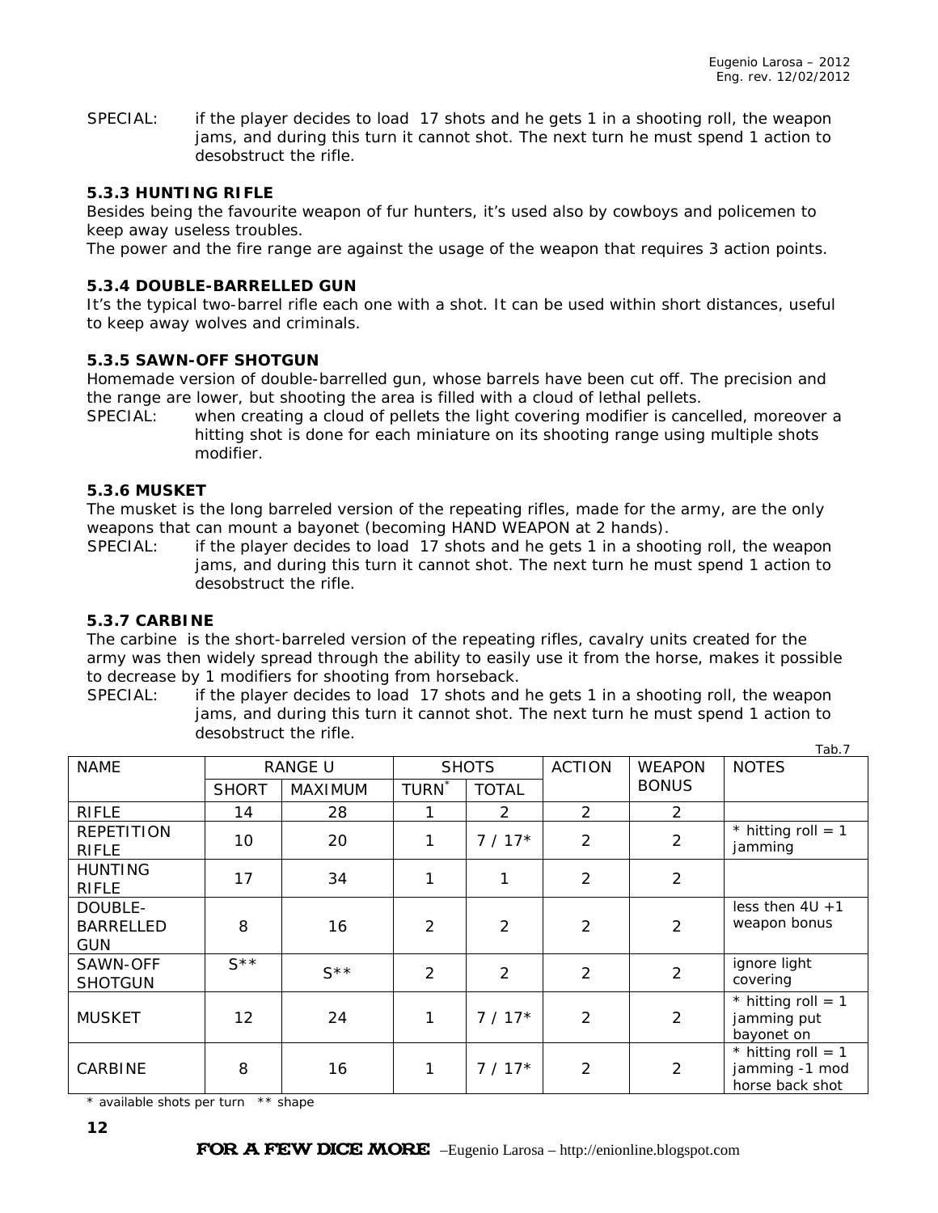SPECIAL: if the player decides to load 17 shots and he gets 1 in a shooting roll, the weapon jams, and during this turn it cannot shot. The next turn he must spend 1 action to desobstruct the rifle.

### 5.3.3 HUNTING RIFLE

Besides being the favourite weapon of fur hunters, it's used also by cowboys and policemen to keep away useless troubles.

The power and the fire range are against the usage of the weapon that requires 3 action points.

### 5.3.4 DOUBLE-BARRELLED GUN

It's the typical two-barrel rifle each one with a shot. It can be used within short distances, useful to keep away wolves and criminals.

### 5.3.5 SAWN-OFF SHOTGUN

Homemade version of double-barrelled gun, whose barrels have been cut off. The precision and the range are lower, but shooting the area is filled with a cloud of lethal pellets.

SPECIAL: when creating a cloud of pellets the light covering modifier is cancelled, moreover a hitting shot is done for each miniature on its shooting range using multiple shots modifier.

### 5.3.6 MUSKET

The musket is the long barreled version of the repeating rifles, made for the army, are the only weapons that can mount a bayonet (becoming HAND WEAPON at 2 hands).

SPECIAL: if the player decides to load 17 shots and he gets 1 in a shooting roll, the weapon jams, and during this turn it cannot shot. The next turn he must spend 1 action to desobstruct the rifle.

### 5.3.7 CARBINE

The carbine is the short-barreled version of the repeating rifles, cavalry units created for the army was then widely spread through the ability to easily use it from the horse, makes it possible to decrease by 1 modifiers for shooting from horseback.

SPECIAL: if the player decides to load 17 shots and he gets 1 in a shooting roll, the weapon jams, and during this turn it cannot shot. The next turn he must spend 1 action to desobstruct the rifle.

Tab.7

| NAME | RANGE U | | SHOTS | | ACTION | WEAPON BONUS | NOTES |
|---|---|---|---|---|---|---|---|
| | SHORT | MAXIMUM | TURN* | TOTAL | | | |
| RIFLE | 14 | 28 | 1 | 2 | 2 | 2 | |
| REPETITION RIFLE | 10 | 20 | 1 | 7 / 17* | 2 | 2 | * hitting roll = 1 jamming |
| HUNTING RIFLE | 17 | 34 | 1 | 1 | 2 | 2 | |
| DOUBLE-BARRELLED GUN | 8 | 16 | 2 | 2 | 2 | 2 | less then 4U +1 weapon bonus |
| SAWN-OFF SHOTGUN | S** | S** | 2 | 2 | 2 | 2 | ignore light covering |
| MUSKET | 12 | 24 | 1 | 7 / 17* | 2 | 2 | * hitting roll = 1 jamming put bayonet on |
| CARBINE | 8 | 16 | 1 | 7 / 17* | 2 | 2 | * hitting roll = 1 jamming -1 mod horse back shot |

\* available shots per turn  ** shape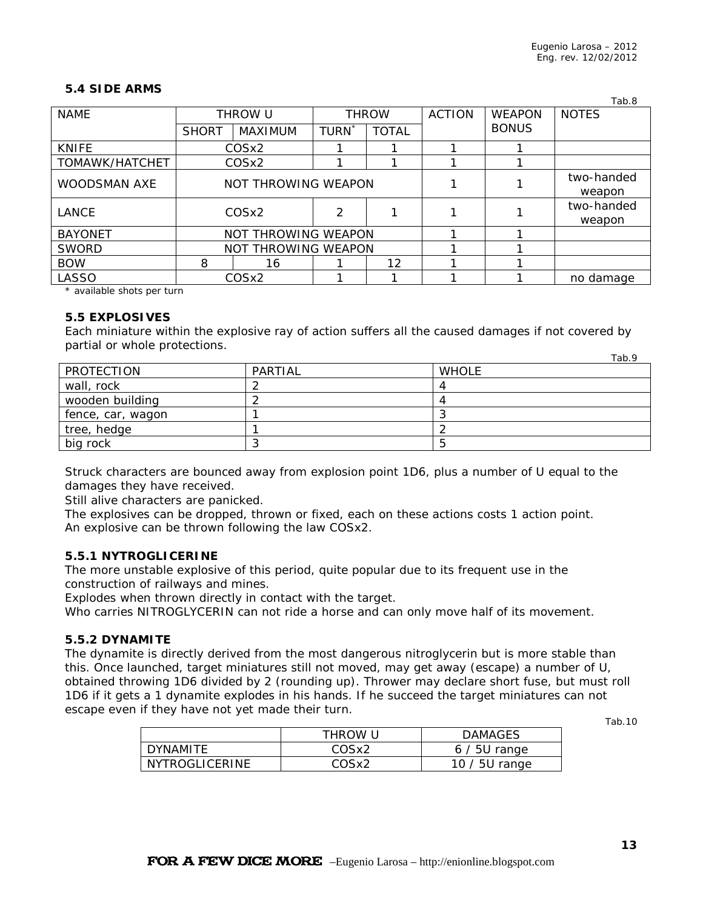### 5.4 SIDE ARMS

Tab.8

| NAME | THROW U | | THROW | | ACTION | WEAPON BONUS | NOTES |
|---|---|---|---|---|---|---|---|
| | SHORT | MAXIMUM | TURN* | TOTAL | | | |
| KNIFE | COSx2 | | 1 | 1 | 1 | 1 | |
| TOMAWK/HATCHET | COSx2 | | 1 | 1 | 1 | 1 | |
| WOODSMAN AXE | NOT THROWING WEAPON | | | | 1 | 1 | two-handed weapon |
| LANCE | COSx2 | | 2 | 1 | 1 | 1 | two-handed weapon |
| BAYONET | NOT THROWING WEAPON | | | | 1 | 1 | |
| SWORD | NOT THROWING WEAPON | | | | 1 | 1 | |
| BOW | 8 | 16 | 1 | 12 | 1 | 1 | |
| LASSO | COSx2 | | 1 | 1 | 1 | 1 | no damage |

\* available shots per turn

### 5.5 EXPLOSIVES

Each miniature within the explosive ray of action suffers all the caused damages if not covered by partial or whole protections.

Tab.9

| PROTECTION | PARTIAL | WHOLE |
|---|---|---|
| wall, rock | 2 | 4 |
| wooden building | 2 | 4 |
| fence, car, wagon | 1 | 3 |
| tree, hedge | 1 | 2 |
| big rock | 3 | 5 |

Struck characters are bounced away from explosion point 1D6, plus a number of U equal to the damages they have received.
Still alive characters are panicked.
The explosives can be dropped, thrown or fixed, each on these actions costs 1 action point.
An explosive can be thrown following the law COSx2.

#### 5.5.1 NYTROGLICERINE

The more unstable explosive of this period, quite popular due to its frequent use in the construction of railways and mines.
Explodes when thrown directly in contact with the target.
Who carries NITROGLYCERIN can not ride a horse and can only move half of its movement.

#### 5.5.2 DYNAMITE

The dynamite is directly derived from the most dangerous nitroglycerin but is more stable than this. Once launched, target miniatures still not moved, may get away (escape) a number of U, obtained throwing 1D6 divided by 2 (rounding up). Thrower may declare short fuse, but must roll 1D6 if it gets a 1 dynamite explodes in his hands. If he succeed the target miniatures can not escape even if they have not yet made their turn.

Tab.10

| | THROW U | DAMAGES |
|---|---|---|
| DYNAMITE | COSx2 | 6 / 5U range |
| NYTROGLICERINE | COSx2 | 10 / 5U range |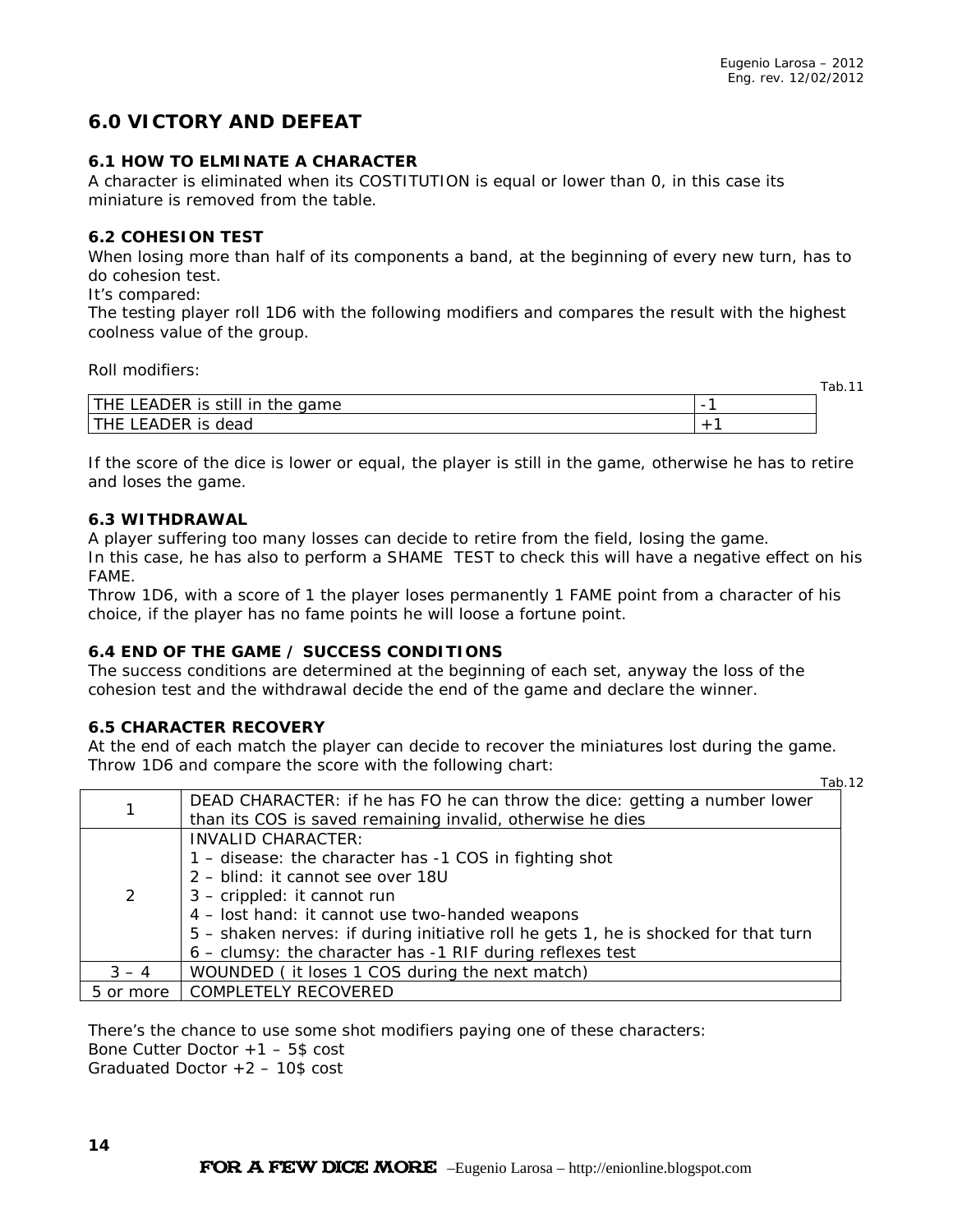## 6.0 VICTORY AND DEFEAT

### 6.1 HOW TO ELMINATE A CHARACTER

A character is eliminated when its COSTITUTION is equal or lower than 0, in this case its miniature is removed from the table.

### 6.2 COHESION TEST

When losing more than half of its components a band, at the beginning of every new turn, has to do cohesion test.

It's compared:

The testing player roll 1D6 with the following modifiers and compares the result with the highest coolness value of the group.

Roll modifiers:

Tab.11

| | |
|---|---|
| THE LEADER is still in the game | -1 |
| THE LEADER is dead | +1 |

If the score of the dice is lower or equal, the player is still in the game, otherwise he has to retire and loses the game.

### 6.3 WITHDRAWAL

A player suffering too many losses can decide to retire from the field, losing the game.

In this case, he has also to perform a SHAME TEST to check this will have a negative effect on his FAME.

Throw 1D6, with a score of 1 the player loses permanently 1 FAME point from a character of his choice, if the player has no fame points he will loose a fortune point.

### 6.4 END OF THE GAME / SUCCESS CONDITIONS

The success conditions are determined at the beginning of each set, anyway the loss of the cohesion test and the withdrawal decide the end of the game and declare the winner.

### 6.5 CHARACTER RECOVERY

At the end of each match the player can decide to recover the miniatures lost during the game.

Throw 1D6 and compare the score with the following chart:

Tab.12

| | |
|---|---|
| 1 | DEAD CHARACTER: if he has FO he can throw the dice: getting a number lower than its COS is saved remaining invalid, otherwise he dies |
| 2 | INVALID CHARACTER:<br>1 – disease: the character has -1 COS in fighting shot<br>2 – blind: it cannot see over 18U<br>3 – crippled: it cannot run<br>4 – lost hand: it cannot use two-handed weapons<br>5 – shaken nerves: if during initiative roll he gets 1, he is shocked for that turn<br>6 – clumsy: the character has -1 RIF during reflexes test |
| 3 – 4 | WOUNDED ( it loses 1 COS during the next match) |
| 5 or more | COMPLETELY RECOVERED |

There's the chance to use some shot modifiers paying one of these characters:

Bone Cutter Doctor +1 – 5$ cost

Graduated Doctor +2 – 10$ cost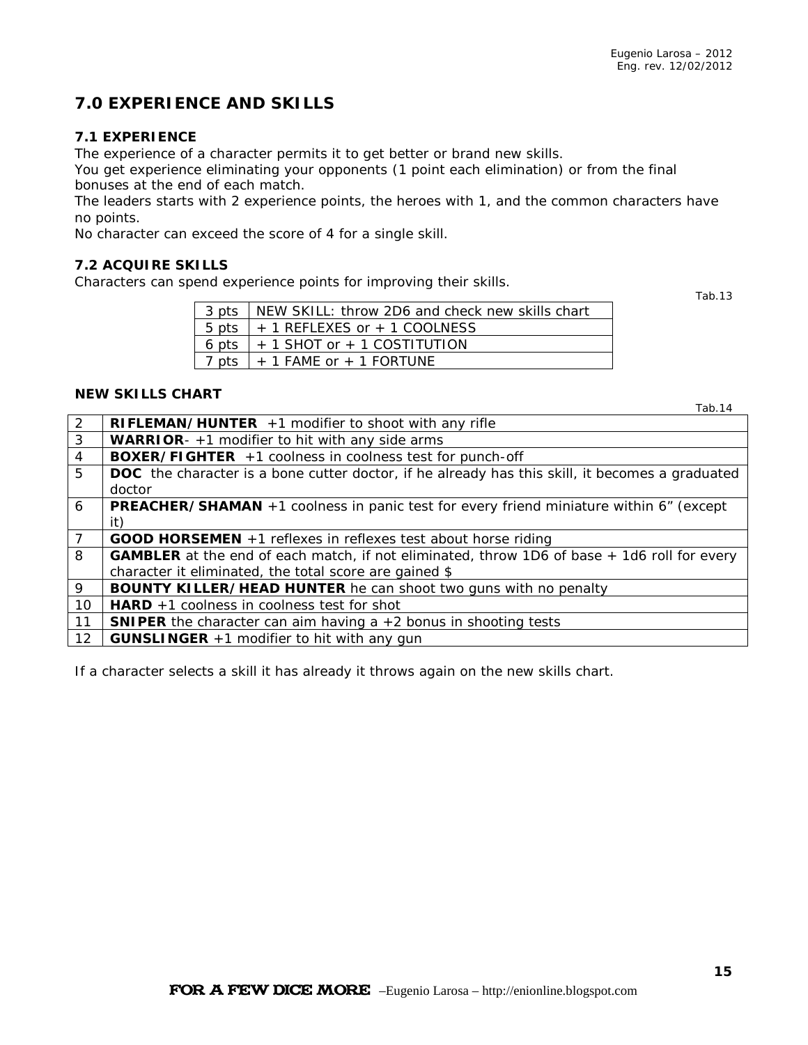## 7.0 EXPERIENCE AND SKILLS

### 7.1 EXPERIENCE

The experience of a character permits it to get better or brand new skills.
You get experience eliminating your opponents (1 point each elimination) or from the final bonuses at the end of each match.
The leaders starts with 2 experience points, the heroes with 1, and the common characters have no points.
No character can exceed the score of 4 for a single skill.

### 7.2 ACQUIRE SKILLS

Characters can spend experience points for improving their skills.

Tab.13

| | |
|---|---|
| 3 pts | NEW SKILL: throw 2D6 and check new skills chart |
| 5 pts | + 1 REFLEXES or + 1 COOLNESS |
| 6 pts | + 1 SHOT or + 1 COSTITUTION |
| 7 pts | + 1 FAME or + 1 FORTUNE |

**NEW SKILLS CHART**

Tab.14

| | |
|---|---|
| 2 | **RIFLEMAN/HUNTER** +1 modifier to shoot with any rifle |
| 3 | **WARRIOR**- +1 modifier to hit with any side arms |
| 4 | **BOXER/FIGHTER** +1 coolness in coolness test for punch-off |
| 5 | **DOC** the character is a bone cutter doctor, if he already has this skill, it becomes a graduated doctor |
| 6 | **PREACHER/SHAMAN** +1 coolness in panic test for every friend miniature within 6" (except it) |
| 7 | **GOOD HORSEMEN** +1 reflexes in reflexes test about horse riding |
| 8 | **GAMBLER** at the end of each match, if not eliminated, throw 1D6 of base + 1d6 roll for every character it eliminated, the total score are gained $ |
| 9 | **BOUNTY KILLER/HEAD HUNTER** he can shoot two guns with no penalty |
| 10 | **HARD** +1 coolness in coolness test for shot |
| 11 | **SNIPER** the character can aim having a +2 bonus in shooting tests |
| 12 | **GUNSLINGER** +1 modifier to hit with any gun |

If a character selects a skill it has already it throws again on the new skills chart.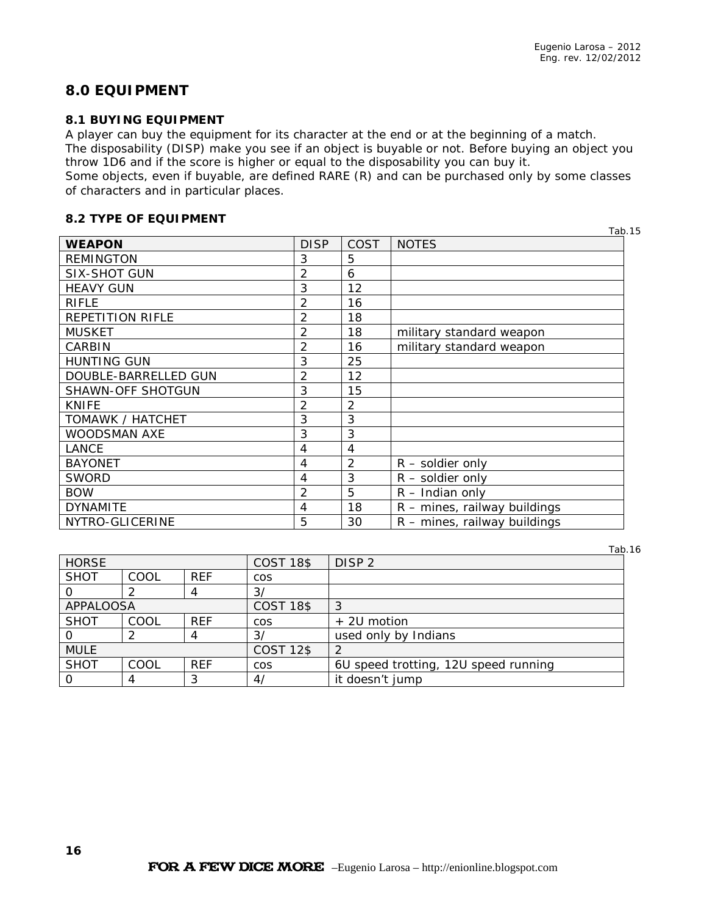## 8.0 EQUIPMENT

### 8.1 BUYING EQUIPMENT

A player can buy the equipment for its character at the end or at the beginning of a match.
The disposability (DISP) make you see if an object is buyable or not. Before buying an object you throw 1D6 and if the score is higher or equal to the disposability you can buy it.
Some objects, even if buyable, are defined RARE (R) and can be purchased only by some classes of characters and in particular places.

### 8.2 TYPE OF EQUIPMENT

Tab.15

| WEAPON | DISP | COST | NOTES |
|---|---|---|---|
| REMINGTON | 3 | 5 | |
| SIX-SHOT GUN | 2 | 6 | |
| HEAVY GUN | 3 | 12 | |
| RIFLE | 2 | 16 | |
| REPETITION RIFLE | 2 | 18 | |
| MUSKET | 2 | 18 | military standard weapon |
| CARBIN | 2 | 16 | military standard weapon |
| HUNTING GUN | 3 | 25 | |
| DOUBLE-BARRELLED GUN | 2 | 12 | |
| SHAWN-OFF SHOTGUN | 3 | 15 | |
| KNIFE | 2 | 2 | |
| TOMAWK / HATCHET | 3 | 3 | |
| WOODSMAN AXE | 3 | 3 | |
| LANCE | 4 | 4 | |
| BAYONET | 4 | 2 | R – soldier only |
| SWORD | 4 | 3 | R – soldier only |
| BOW | 2 | 5 | R – Indian only |
| DYNAMITE | 4 | 18 | R – mines, railway buildings |
| NYTRO-GLICERINE | 5 | 30 | R – mines, railway buildings |

Tab.16

| HORSE | | | COST 18$ | DISP 2 |
|---|---|---|---|---|
| SHOT | COOL | REF | cos | |
| 0 | 2 | 4 | 3/ | |
| APPALOOSA | | | COST 18$ | 3 |
| SHOT | COOL | REF | cos | + 2U motion |
| 0 | 2 | 4 | 3/ | used only by Indians |
| MULE | | | COST 12$ | 2 |
| SHOT | COOL | REF | cos | 6U speed trotting, 12U speed running |
| 0 | 4 | 3 | 4/ | it doesn't jump |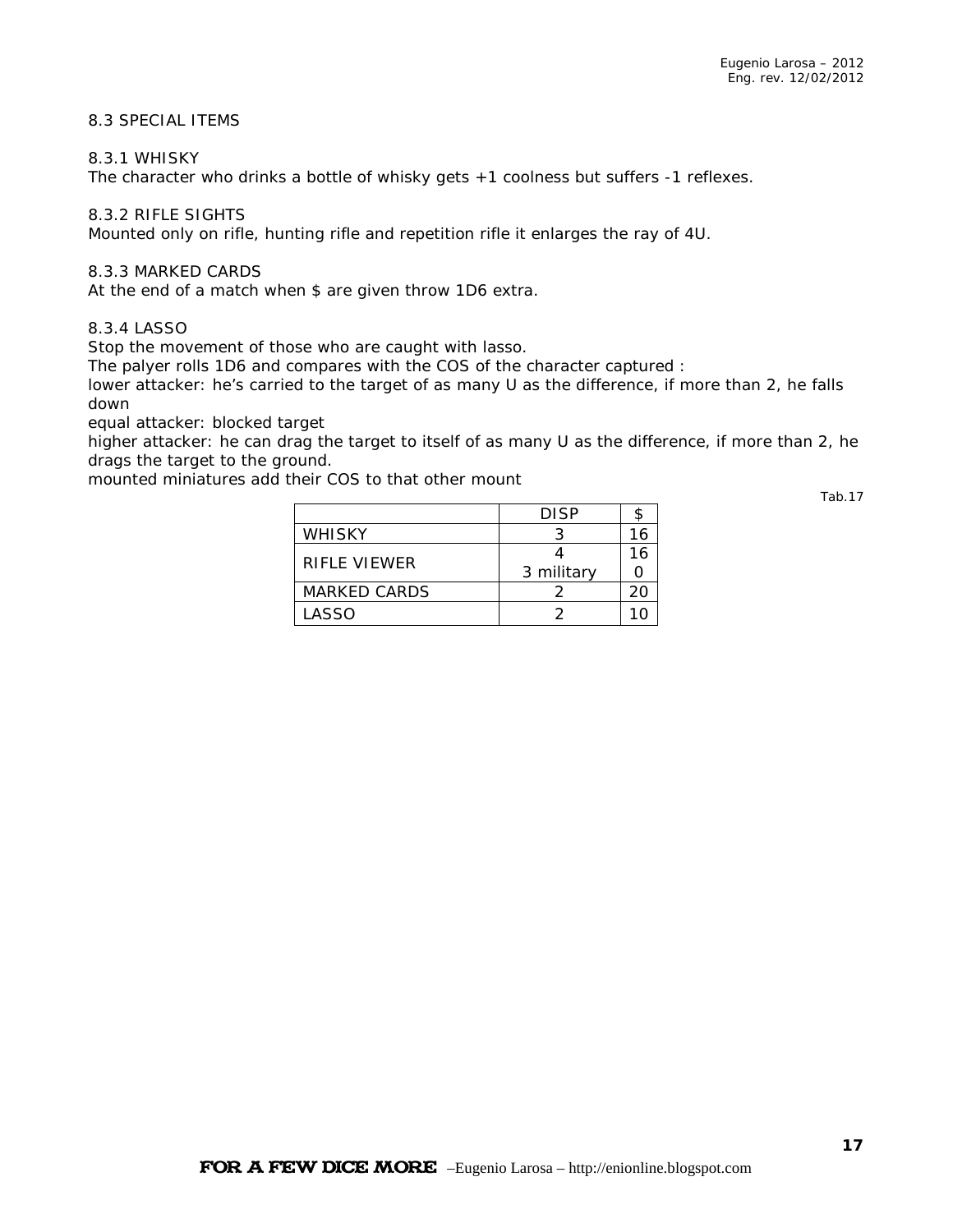## 8.3 SPECIAL ITEMS

### 8.3.1 WHISKY

The character who drinks a bottle of whisky gets +1 coolness but suffers -1 reflexes.

### 8.3.2 RIFLE SIGHTS

Mounted only on rifle, hunting rifle and repetition rifle it enlarges the ray of 4U.

### 8.3.3 MARKED CARDS

At the end of a match when $ are given throw 1D6 extra.

### 8.3.4 LASSO

Stop the movement of those who are caught with lasso.
The palyer rolls 1D6 and compares with the COS of the character captured :
lower attacker: he's carried to the target of as many U as the difference, if more than 2, he falls down
equal attacker: blocked target
higher attacker: he can drag the target to itself of as many U as the difference, if more than 2, he drags the target to the ground.
mounted miniatures add their COS to that other mount

Tab.17

| | DISP | $ |
|---|---|---|
| WHISKY | 3 | 16 |
| RIFLE VIEWER | 4<br>3 military | 160 |
| MARKED CARDS | 2 | 20 |
| LASSO | 2 | 10 |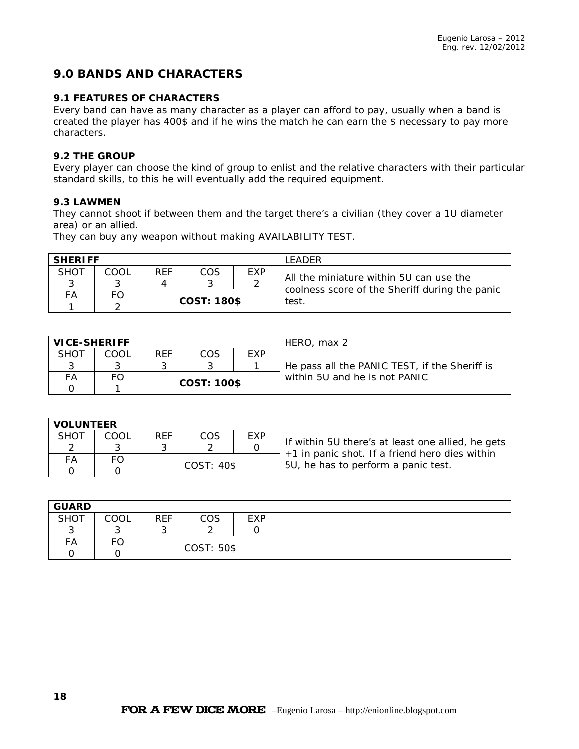## 9.0 BANDS AND CHARACTERS

### 9.1 FEATURES OF CHARACTERS

Every band can have as many character as a player can afford to pay, usually when a band is created the player has 400$ and if he wins the match he can earn the $ necessary to pay more characters.

### 9.2 THE GROUP

Every player can choose the kind of group to enlist and the relative characters with their particular standard skills, to this he will eventually add the required equipment.

### 9.3 LAWMEN

They cannot shoot if between them and the target there's a civilian (they cover a 1U diameter area) or an allied.
They can buy any weapon without making AVAILABILITY TEST.

| **SHERIFF** | | | | | LEADER |
|---|---|---|---|---|---|
| SHOT 3 | COOL 3 | REF 4 | COS 3 | EXP 2 | All the miniature within 5U can use the coolness score of the Sheriff during the panic test. |
| FA 1 | FO 2 | **COST: 180$** | | | |

| **VICE-SHERIFF** | | | | | HERO, max 2 |
|---|---|---|---|---|---|
| SHOT 3 | COOL 3 | REF 3 | COS 3 | EXP 1 | He pass all the PANIC TEST, if the Sheriff is within 5U and he is not PANIC |
| FA 0 | FO 1 | **COST: 100$** | | | |

| **VOLUNTEER** | | | | | |
|---|---|---|---|---|---|
| SHOT 2 | COOL 3 | REF 3 | COS 2 | EXP 0 | If within 5U there's at least one allied, he gets +1 in panic shot. If a friend hero dies within 5U, he has to perform a panic test. |
| FA 0 | FO 0 | COST: 40$ | | | |

| **GUARD** | | | | | |
|---|---|---|---|---|---|
| SHOT 3 | COOL 3 | REF 3 | COS 2 | EXP 0 | |
| FA 0 | FO 0 | COST: 50$ | | | |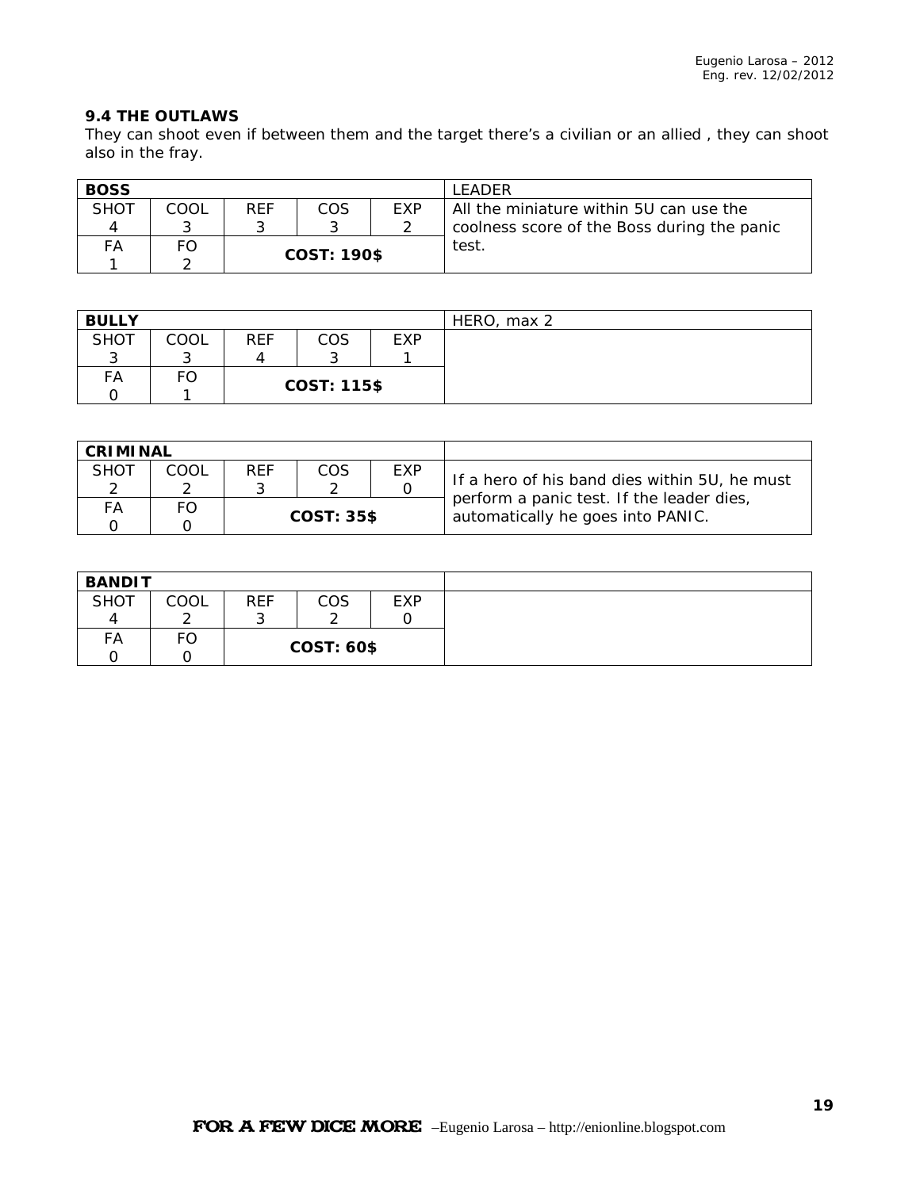### 9.4 THE OUTLAWS

They can shoot even if between them and the target there's a civilian or an allied , they can shoot also in the fray.

| **BOSS** | | | | | LEADER |
|---|---|---|---|---|---|
| SHOT<br>4 | COOL<br>3 | REF<br>3 | COS<br>3 | EXP<br>2 | All the miniature within 5U can use the coolness score of the Boss during the panic test. |
| FA<br>1 | FO<br>2 | **COST: 190$** | | | |

| **BULLY** | | | | | HERO, max 2 |
|---|---|---|---|---|---|
| SHOT<br>3 | COOL<br>3 | REF<br>4 | COS<br>3 | EXP<br>1 | |
| FA<br>0 | FO<br>1 | **COST: 115$** | | | |

| **CRIMINAL** | | | | | |
|---|---|---|---|---|---|
| SHOT<br>2 | COOL<br>2 | REF<br>3 | COS<br>2 | EXP<br>0 | If a hero of his band dies within 5U, he must perform a panic test. If the leader dies, automatically he goes into PANIC. |
| FA<br>0 | FO<br>0 | **COST: 35$** | | | |

| **BANDIT** | | | | | |
|---|---|---|---|---|---|
| SHOT<br>4 | COOL<br>2 | REF<br>3 | COS<br>2 | EXP<br>0 | |
| FA<br>0 | FO<br>0 | **COST: 60$** | | | |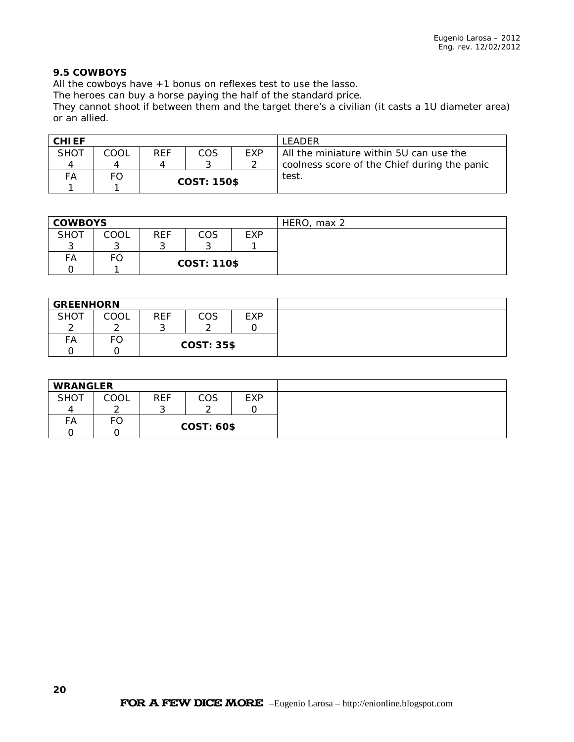### 9.5 COWBOYS

All the cowboys have +1 bonus on reflexes test to use the lasso.
The heroes can buy a horse paying the half of the standard price.
They cannot shoot if between them and the target there's a civilian (it casts a 1U diameter area) or an allied.

| **CHIEF** | | | | | LEADER |
|---|---|---|---|---|---|
| SHOT<br>4 | COOL<br>4 | REF<br>4 | COS<br>3 | EXP<br>2 | All the miniature within 5U can use the coolness score of the Chief during the panic test. |
| FA<br>1 | FO<br>1 | **COST: 150$** | | | |

| **COWBOYS** | | | | | HERO, max 2 |
|---|---|---|---|---|---|
| SHOT<br>3 | COOL<br>3 | REF<br>3 | COS<br>3 | EXP<br>1 | |
| FA<br>0 | FO<br>1 | **COST: 110$** | | | |

| **GREENHORN** | | | | | |
|---|---|---|---|---|---|
| SHOT<br>2 | COOL<br>2 | REF<br>3 | COS<br>2 | EXP<br>0 | |
| FA<br>0 | FO<br>0 | **COST: 35$** | | | |

| **WRANGLER** | | | | | |
|---|---|---|---|---|---|
| SHOT<br>4 | COOL<br>2 | REF<br>3 | COS<br>2 | EXP<br>0 | |
| FA<br>0 | FO<br>0 | **COST: 60$** | | | |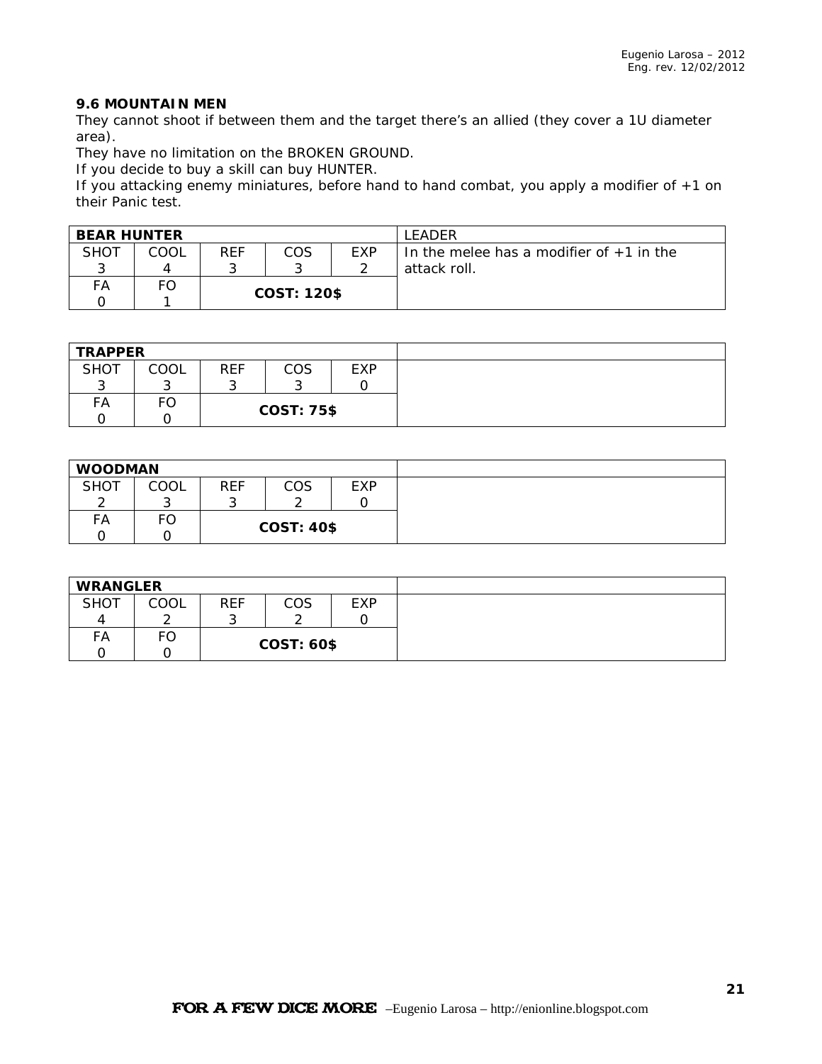### 9.6 MOUNTAIN MEN

They cannot shoot if between them and the target there's an allied (they cover a 1U diameter area).

They have no limitation on the BROKEN GROUND.

If you decide to buy a skill can buy HUNTER.

If you attacking enemy miniatures, before hand to hand combat, you apply a modifier of +1 on their Panic test.

| **BEAR HUNTER** | | | | | LEADER |
|---|---|---|---|---|---|
| SHOT 3 | COOL 4 | REF 3 | COS 3 | EXP 2 | In the melee has a modifier of +1 in the attack roll. |
| FA 0 | FO 1 | **COST: 120$** | | | |

| **TRAPPER** | | | | | |
|---|---|---|---|---|---|
| SHOT 3 | COOL 3 | REF 3 | COS 3 | EXP 0 | |
| FA 0 | FO 0 | **COST: 75$** | | | |

| **WOODMAN** | | | | | |
|---|---|---|---|---|---|
| SHOT 2 | COOL 3 | REF 3 | COS 2 | EXP 0 | |
| FA 0 | FO 0 | **COST: 40$** | | | |

| **WRANGLER** | | | | | |
|---|---|---|---|---|---|
| SHOT 4 | COOL 2 | REF 3 | COS 2 | EXP 0 | |
| FA 0 | FO 0 | **COST: 60$** | | | |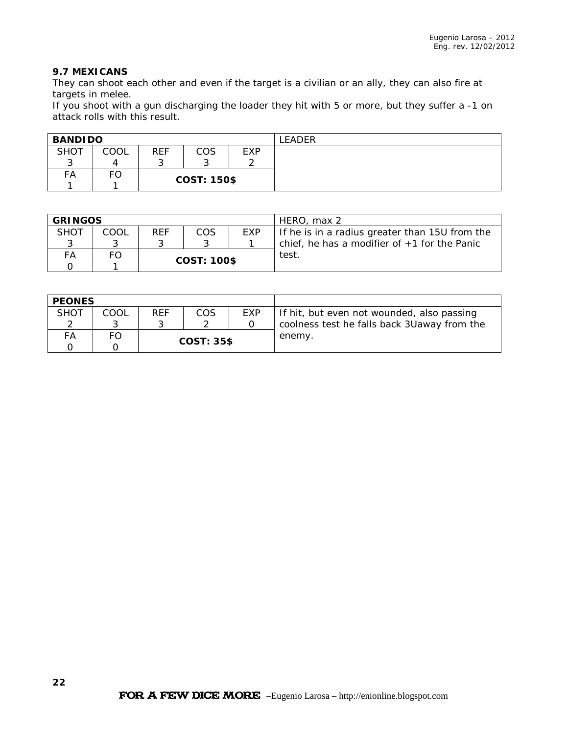### 9.7 MEXICANS

They can shoot each other and even if the target is a civilian or an ally, they can also fire at targets in melee.

If you shoot with a gun discharging the loader they hit with 5 or more, but they suffer a -1 on attack rolls with this result.

| **BANDIDO** | | | | | LEADER |
|---|---|---|---|---|---|
| SHOT<br>3 | COOL<br>4 | REF<br>3 | COS<br>3 | EXP<br>2 | |
| FA<br>1 | FO<br>1 | **COST: 150$** | | | |

| **GRINGOS** | | | | | HERO, max 2 |
|---|---|---|---|---|---|
| SHOT<br>3 | COOL<br>3 | REF<br>3 | COS<br>3 | EXP<br>1 | If he is in a radius greater than 15U from the chief, he has a modifier of +1 for the Panic test. |
| FA<br>0 | FO<br>1 | **COST: 100$** | | | |

| **PEONES** | | | | | |
|---|---|---|---|---|---|
| SHOT<br>2 | COOL<br>3 | REF<br>3 | COS<br>2 | EXP<br>0 | If hit, but even not wounded, also passing coolness test he falls back 3Uaway from the enemy. |
| FA<br>0 | FO<br>0 | **COST: 35$** | | | |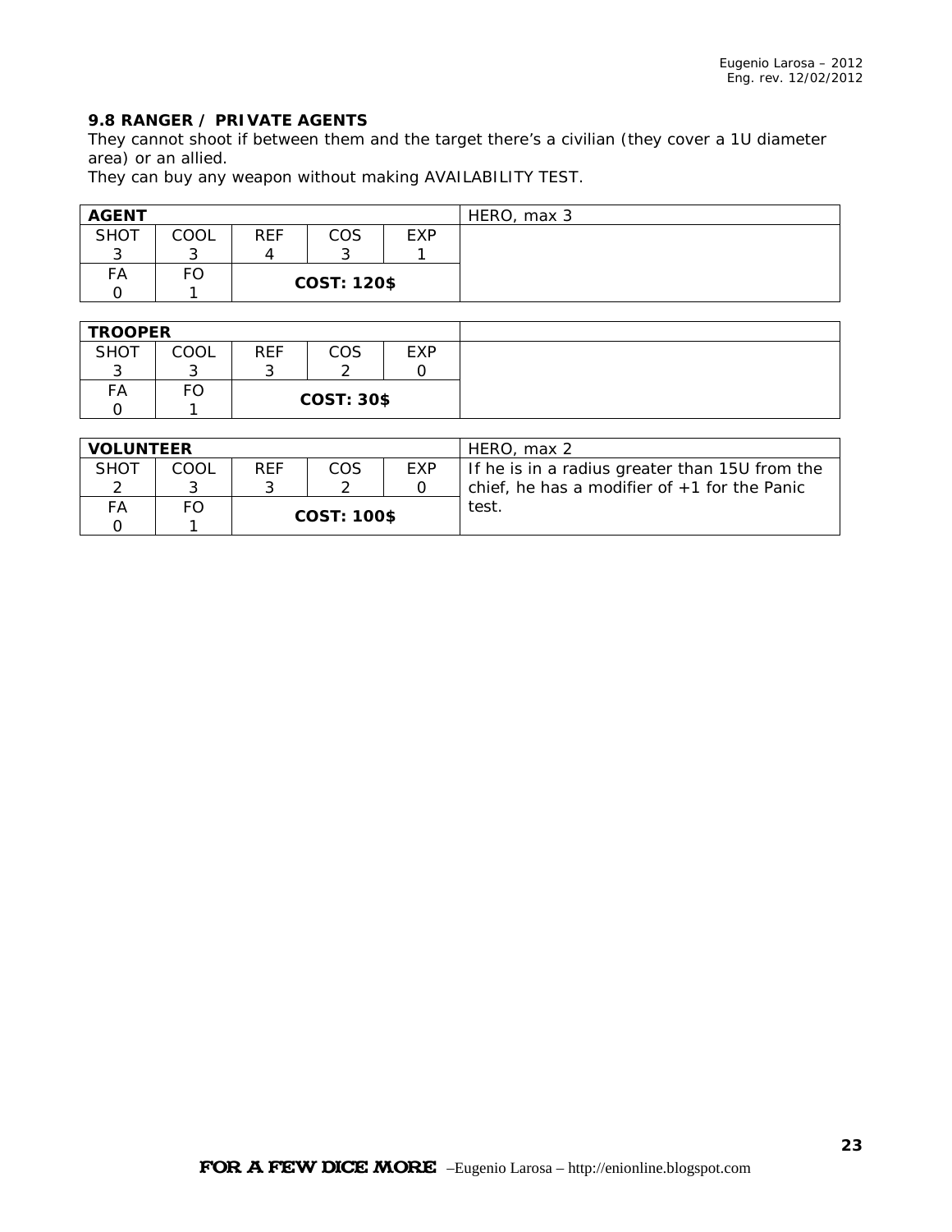### 9.8 RANGER / PRIVATE AGENTS

They cannot shoot if between them and the target there's a civilian (they cover a 1U diameter area) or an allied.

They can buy any weapon without making AVAILABILITY TEST.

| **AGENT** | | | | | HERO, max 3 |
|---|---|---|---|---|---|
| SHOT<br>3 | COOL<br>3 | REF<br>4 | COS<br>3 | EXP<br>1 | |
| FA<br>0 | FO<br>1 | **COST: 120$** | | | |

| **TROOPER** | | | | | |
|---|---|---|---|---|---|
| SHOT<br>3 | COOL<br>3 | REF<br>3 | COS<br>2 | EXP<br>0 | |
| FA<br>0 | FO<br>1 | **COST: 30$** | | | |

| **VOLUNTEER** | | | | | HERO, max 2 |
|---|---|---|---|---|---|
| SHOT<br>2 | COOL<br>3 | REF<br>3 | COS<br>2 | EXP<br>0 | If he is in a radius greater than 15U from the chief, he has a modifier of +1 for the Panic test. |
| FA<br>0 | FO<br>1 | **COST: 100$** | | | |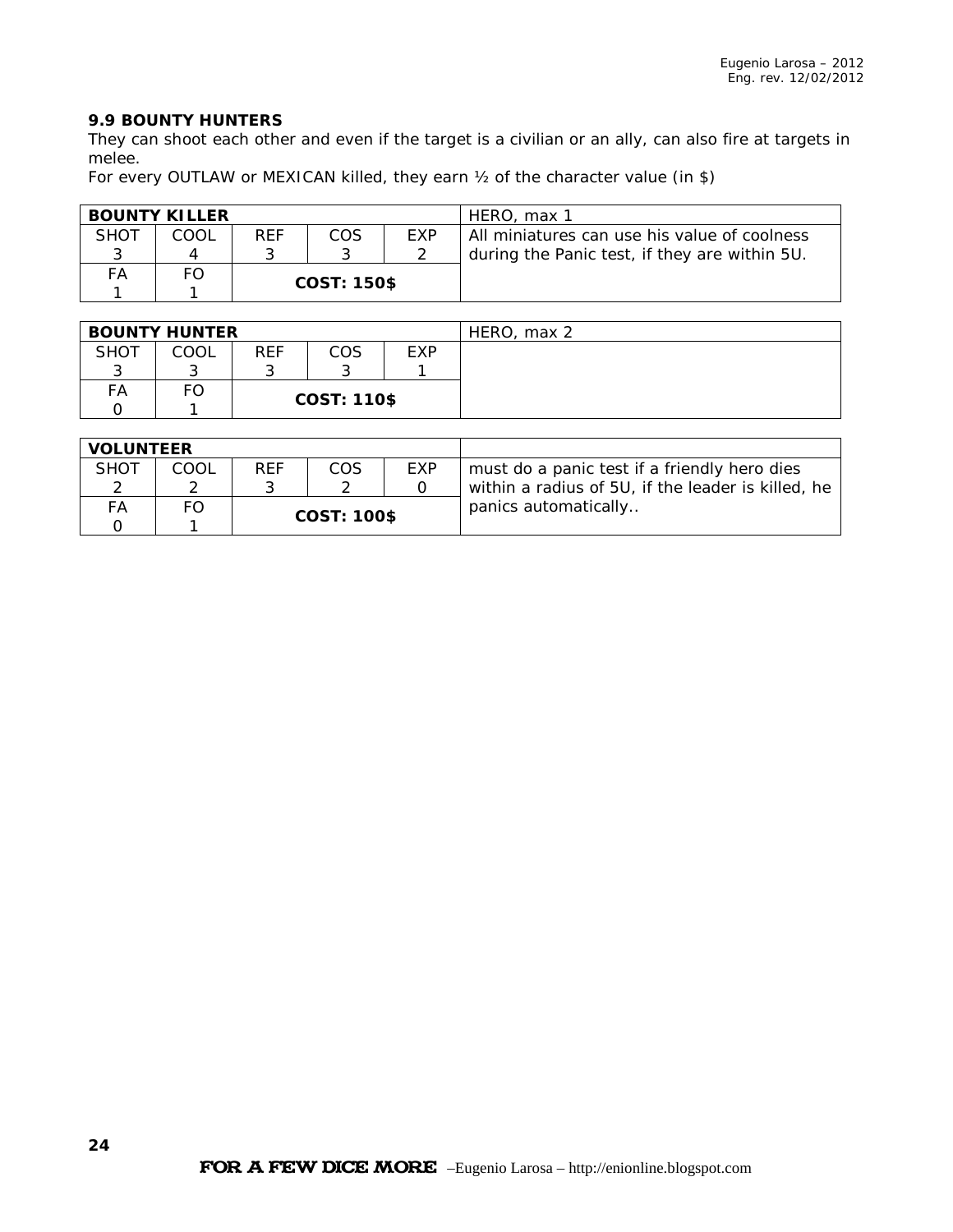### 9.9 BOUNTY HUNTERS

They can shoot each other and even if the target is a civilian or an ally, can also fire at targets in melee.
For every OUTLAW or MEXICAN killed, they earn ½ of the character value (in $)

| **BOUNTY KILLER** | | | | | HERO, max 1 |
|---|---|---|---|---|---|
| SHOT 3 | COOL 4 | REF 3 | COS 3 | EXP 2 | All miniatures can use his value of coolness during the Panic test, if they are within 5U. |
| FA 1 | FO 1 | **COST: 150$** | | | |

| **BOUNTY HUNTER** | | | | | HERO, max 2 |
|---|---|---|---|---|---|
| SHOT 3 | COOL 3 | REF 3 | COS 3 | EXP 1 | |
| FA 0 | FO 1 | **COST: 110$** | | | |

| **VOLUNTEER** | | | | | |
|---|---|---|---|---|---|
| SHOT 2 | COOL 2 | REF 3 | COS 2 | EXP 0 | must do a panic test if a friendly hero dies within a radius of 5U, if the leader is killed, he panics automatically.. |
| FA 0 | FO 1 | **COST: 100$** | | | |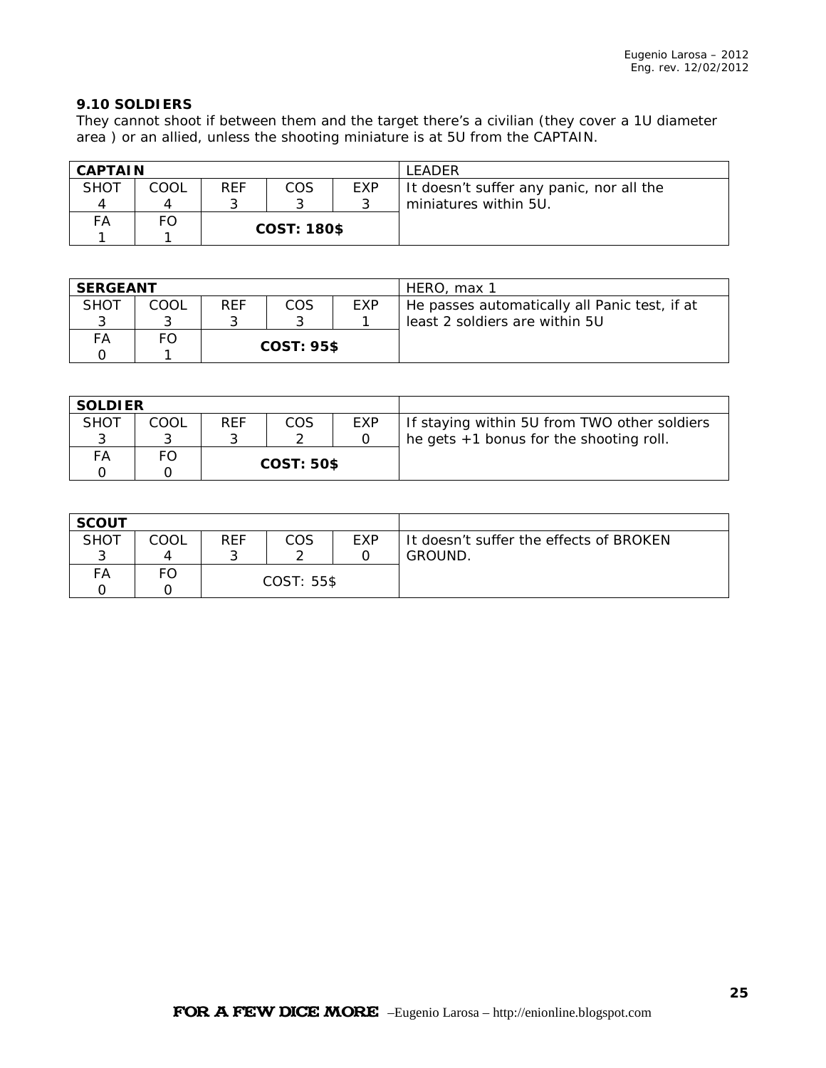### 9.10 SOLDIERS

They cannot shoot if between them and the target there's a civilian (they cover a 1U diameter area ) or an allied, unless the shooting miniature is at 5U from the CAPTAIN.

| **CAPTAIN** | | | | | LEADER |
|---|---|---|---|---|---|
| SHOT<br>4 | COOL<br>4 | REF<br>3 | COS<br>3 | EXP<br>3 | It doesn't suffer any panic, nor all the miniatures within 5U. |
| FA<br>1 | FO<br>1 | **COST: 180$** | | | |

| **SERGEANT** | | | | | HERO, max 1 |
|---|---|---|---|---|---|
| SHOT<br>3 | COOL<br>3 | REF<br>3 | COS<br>3 | EXP<br>1 | He passes automatically all Panic test, if at least 2 soldiers are within 5U |
| FA<br>0 | FO<br>1 | **COST: 95$** | | | |

| **SOLDIER** | | | | | |
|---|---|---|---|---|---|
| SHOT<br>3 | COOL<br>3 | REF<br>3 | COS<br>2 | EXP<br>0 | If staying within 5U from TWO other soldiers he gets +1 bonus for the shooting roll. |
| FA<br>0 | FO<br>0 | **COST: 50$** | | | |

| **SCOUT** | | | | | |
|---|---|---|---|---|---|
| SHOT<br>3 | COOL<br>4 | REF<br>3 | COS<br>2 | EXP<br>0 | It doesn't suffer the effects of BROKEN GROUND. |
| FA<br>0 | FO<br>0 | COST: 55$ | | | |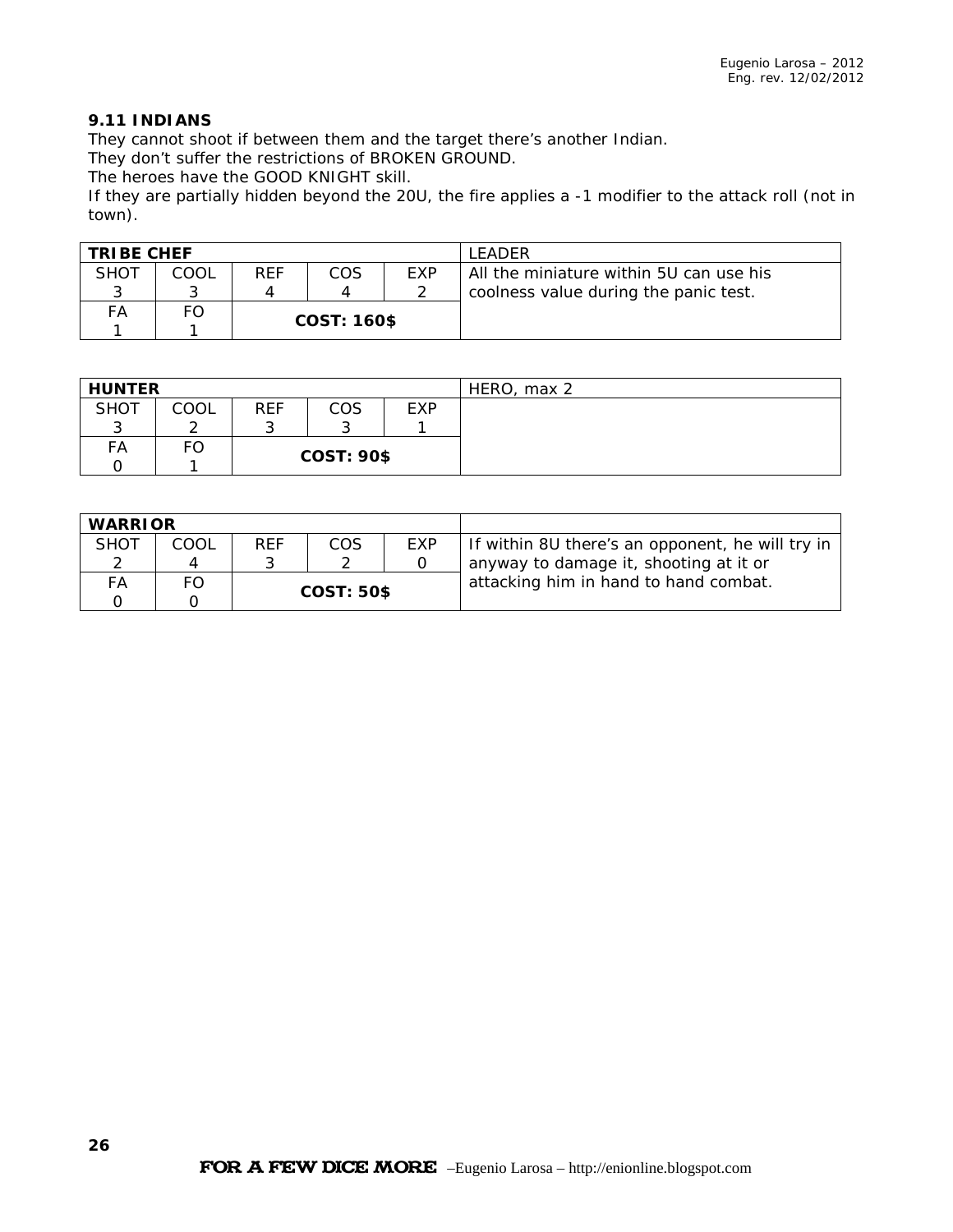### 9.11 INDIANS

They cannot shoot if between them and the target there's another Indian.
They don't suffer the restrictions of BROKEN GROUND.
The heroes have the GOOD KNIGHT skill.
If they are partially hidden beyond the 20U, the fire applies a -1 modifier to the attack roll (not in town).

| **TRIBE CHEF** | | | | | LEADER |
|---|---|---|---|---|---|
| SHOT 3 | COOL 3 | REF 4 | COS 4 | EXP 2 | All the miniature within 5U can use his coolness value during the panic test. |
| FA 1 | FO 1 | **COST: 160$** | | | |

| **HUNTER** | | | | | HERO, max 2 |
|---|---|---|---|---|---|
| SHOT 3 | COOL 2 | REF 3 | COS 3 | EXP 1 | |
| FA 0 | FO 1 | **COST: 90$** | | | |

| **WARRIOR** | | | | | |
|---|---|---|---|---|---|
| SHOT 2 | COOL 4 | REF 3 | COS 2 | EXP 0 | If within 8U there's an opponent, he will try in anyway to damage it, shooting at it or attacking him in hand to hand combat. |
| FA 0 | FO 0 | **COST: 50$** | | | |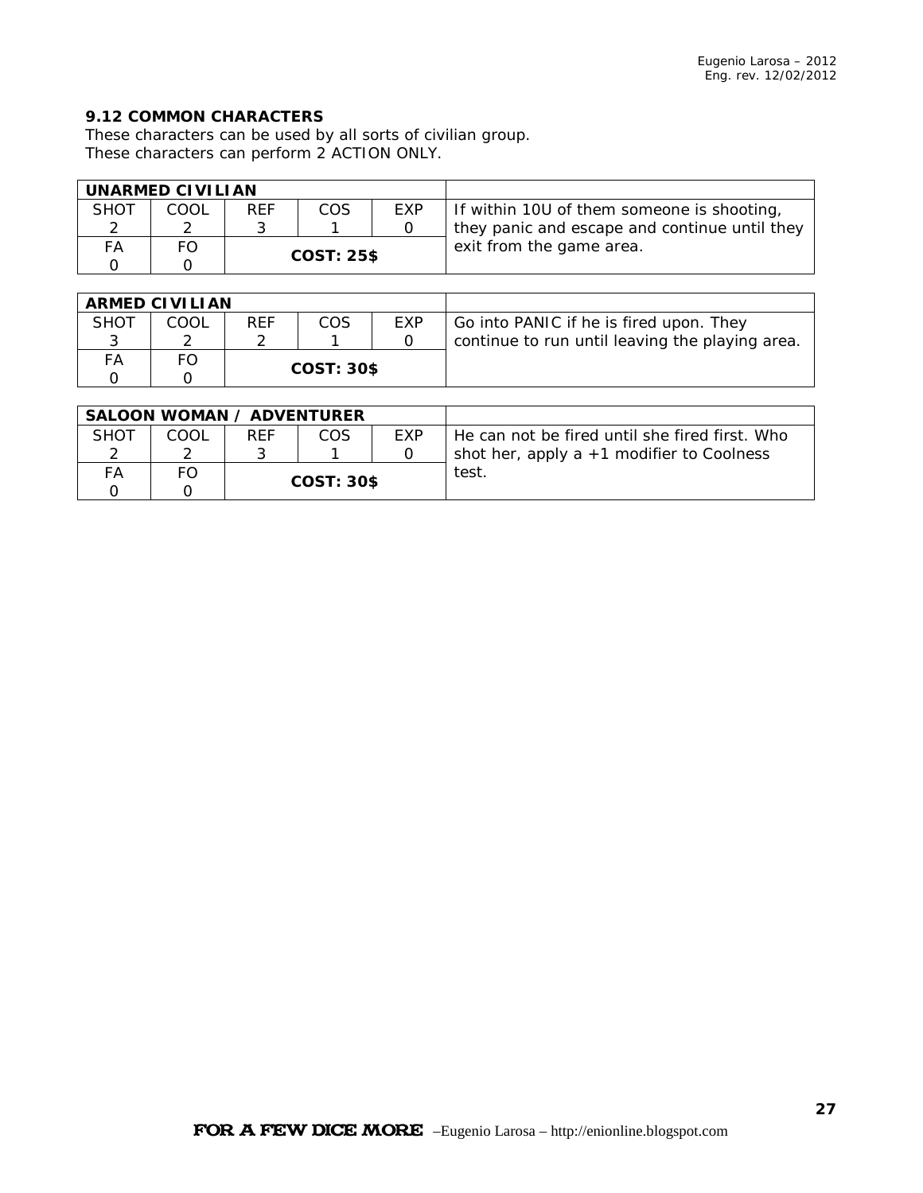### 9.12 COMMON CHARACTERS

These characters can be used by all sorts of civilian group.
These characters can perform 2 ACTION ONLY.

| UNARMED CIVILIAN | | | | | |
|---|---|---|---|---|---|
| SHOT<br>2 | COOL<br>2 | REF<br>3 | COS<br>1 | EXP<br>0 | If within 10U of them someone is shooting, they panic and escape and continue until they exit from the game area. |
| FA<br>0 | FO<br>0 | **COST: 25$** | | | |

| ARMED CIVILIAN | | | | | |
|---|---|---|---|---|---|
| SHOT<br>3 | COOL<br>2 | REF<br>2 | COS<br>1 | EXP<br>0 | Go into PANIC if he is fired upon. They continue to run until leaving the playing area. |
| FA<br>0 | FO<br>0 | **COST: 30$** | | | |

| SALOON WOMAN / ADVENTURER | | | | | |
|---|---|---|---|---|---|
| SHOT<br>2 | COOL<br>2 | REF<br>3 | COS<br>1 | EXP<br>0 | He can not be fired until she fired first. Who shot her, apply a +1 modifier to Coolness test. |
| FA<br>0 | FO<br>0 | **COST: 30$** | | | |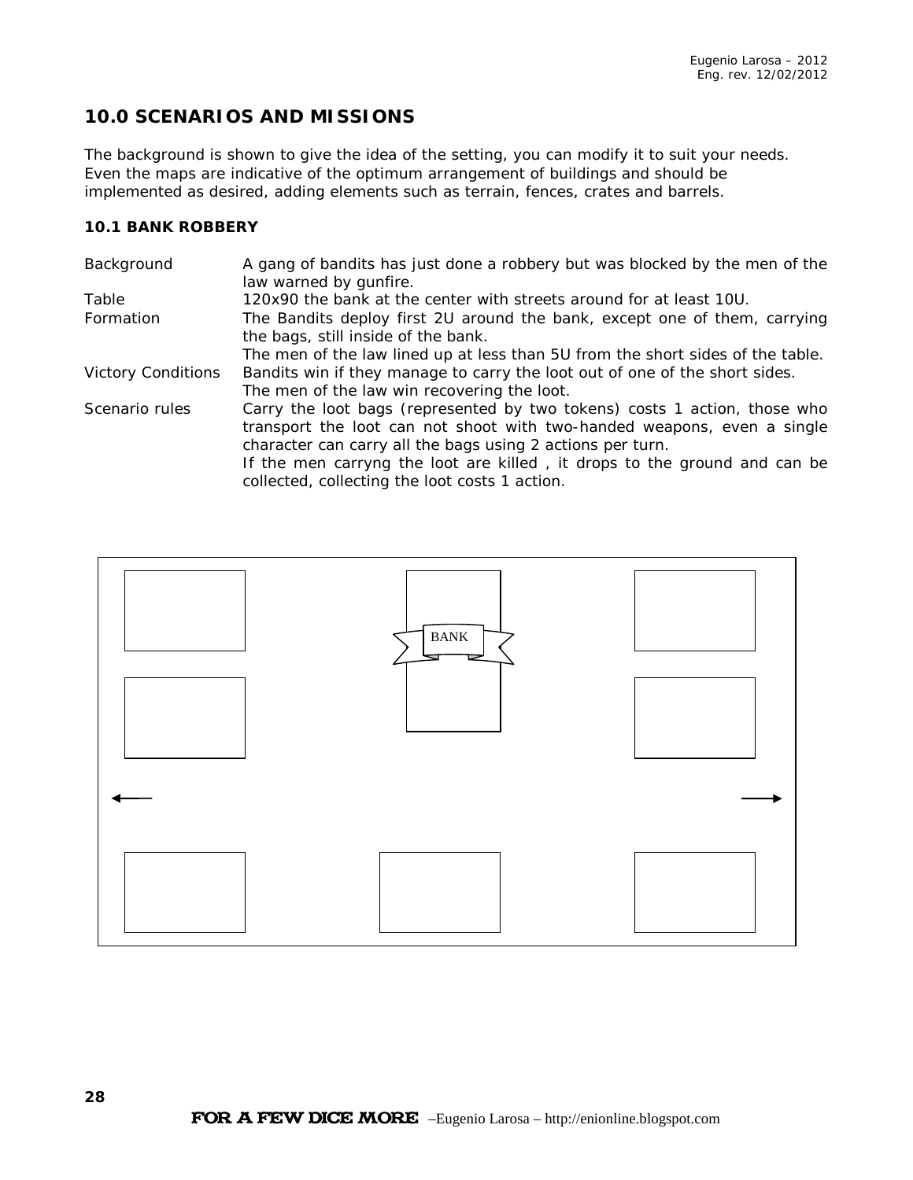## 10.0 SCENARIOS AND MISSIONS

The background is shown to give the idea of the setting, you can modify it to suit your needs. Even the maps are indicative of the optimum arrangement of buildings and should be implemented as desired, adding elements such as terrain, fences, crates and barrels.

### 10.1 BANK ROBBERY

| | |
|---|---|
| Background | A gang of bandits has just done a robbery but was blocked by the men of the law warned by gunfire. |
| Table | 120x90 the bank at the center with streets around for at least 10U. |
| Formation | The Bandits deploy first 2U around the bank, except one of them, carrying the bags, still inside of the bank. The men of the law lined up at less than 5U from the short sides of the table. |
| Victory Conditions | Bandits win if they manage to carry the loot out of one of the short sides. The men of the law win recovering the loot. |
| Scenario rules | Carry the loot bags (represented by two tokens) costs 1 action, those who transport the loot can not shoot with two-handed weapons, even a single character can carry all the bags using 2 actions per turn. If the men carryng the loot are killed , it drops to the ground and can be collected, collecting the loot costs 1 action. |

BANK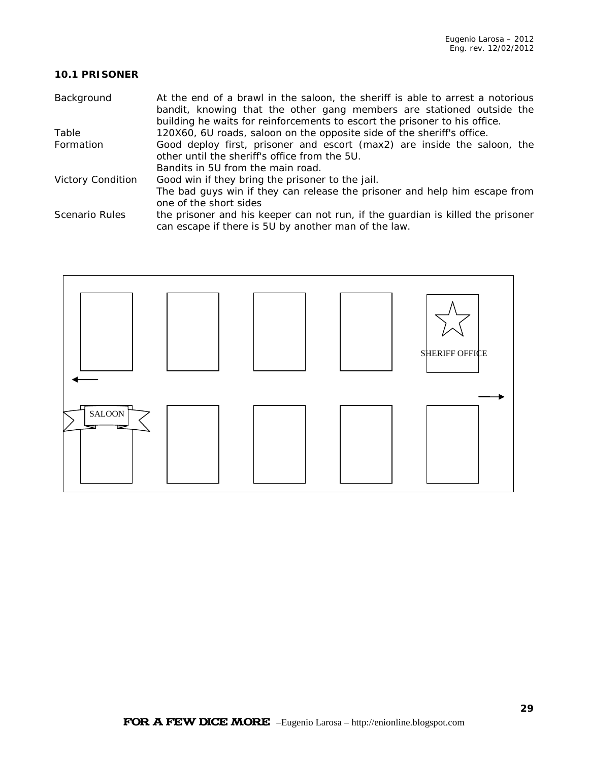### 10.1 PRISONER

| | |
|---|---|
| Background | At the end of a brawl in the saloon, the sheriff is able to arrest a notorious bandit, knowing that the other gang members are stationed outside the building he waits for reinforcements to escort the prisoner to his office. |
| Table | 120X60, 6U roads, saloon on the opposite side of the sheriff's office. |
| Formation | Good deploy first, prisoner and escort (max2) are inside the saloon, the other until the sheriff's office from the 5U.<br>Bandits in 5U from the main road. |
| Victory Condition | Good win if they bring the prisoner to the jail.<br>The bad guys win if they can release the prisoner and help him escape from one of the short sides |
| Scenario Rules | the prisoner and his keeper can not run, if the guardian is killed the prisoner can escape if there is 5U by another man of the law. |

SHERIFF OFFICE

SALOON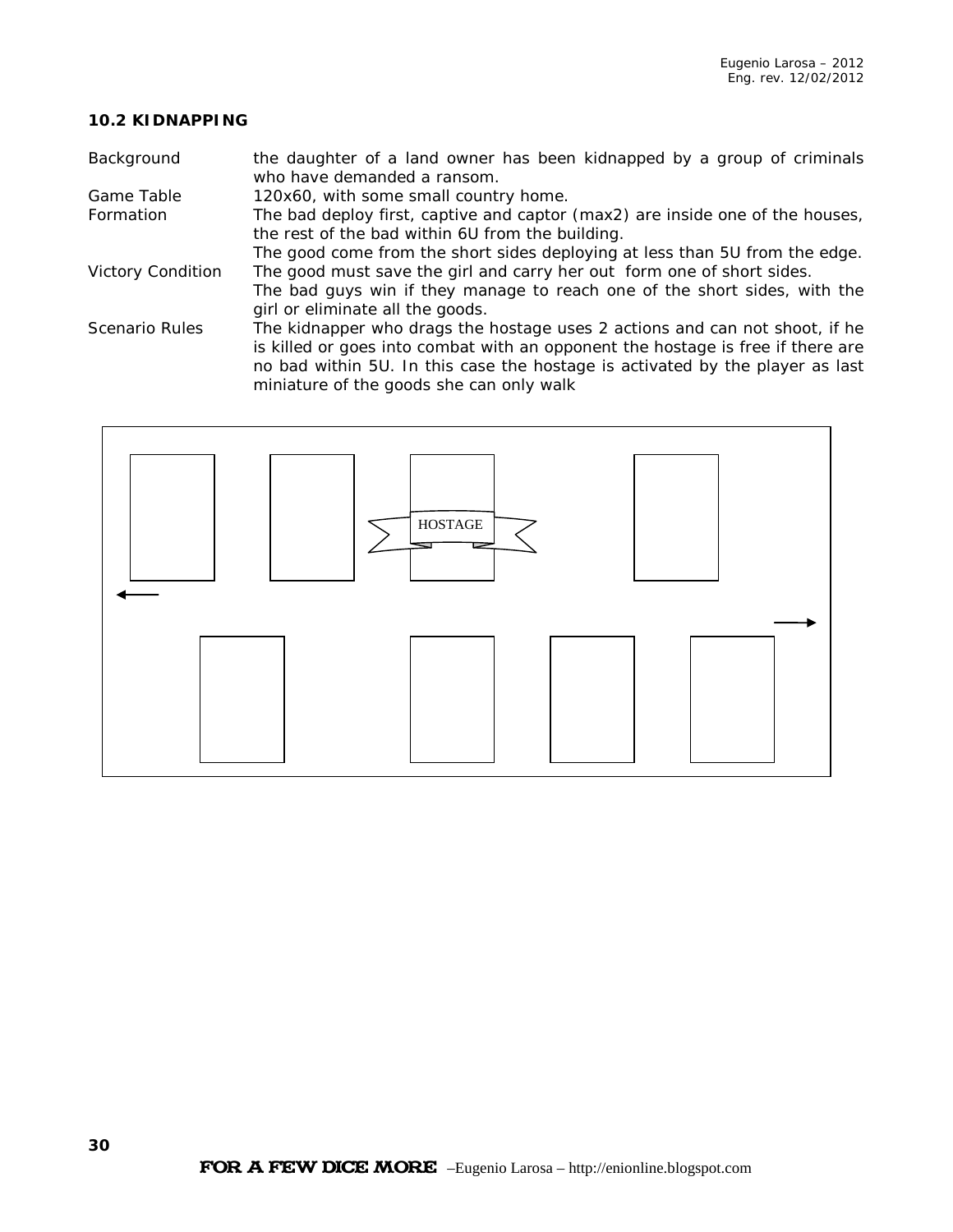### 10.2 KIDNAPPING

| | |
|---|---|
| Background | the daughter of a land owner has been kidnapped by a group of criminals who have demanded a ransom. |
| Game Table | 120x60, with some small country home. |
| Formation | The bad deploy first, captive and captor (max2) are inside one of the houses, the rest of the bad within 6U from the building. The good come from the short sides deploying at less than 5U from the edge. |
| Victory Condition | The good must save the girl and carry her out form one of short sides. The bad guys win if they manage to reach one of the short sides, with the girl or eliminate all the goods. |
| Scenario Rules | The kidnapper who drags the hostage uses 2 actions and can not shoot, if he is killed or goes into combat with an opponent the hostage is free if there are no bad within 5U. In this case the hostage is activated by the player as last miniature of the goods she can only walk |

HOSTAGE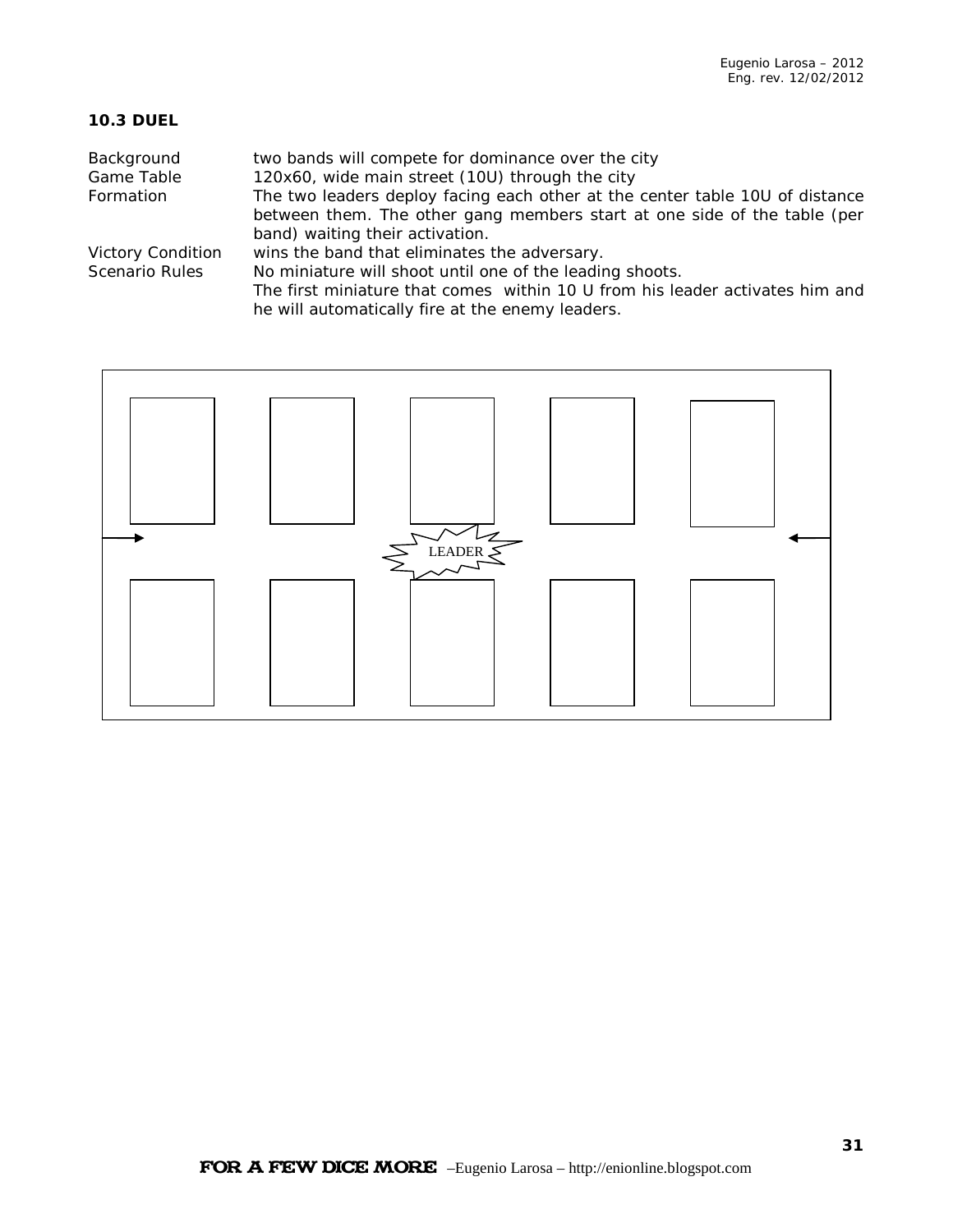### 10.3 DUEL

| | |
|---|---|
| Background | two bands will compete for dominance over the city |
| Game Table | 120x60, wide main street (10U) through the city |
| Formation | The two leaders deploy facing each other at the center table 10U of distance between them. The other gang members start at one side of the table (per band) waiting their activation. |
| Victory Condition | wins the band that eliminates the adversary. |
| Scenario Rules | No miniature will shoot until one of the leading shoots. The first miniature that comes within 10 U from his leader activates him and he will automatically fire at the enemy leaders. |

LEADER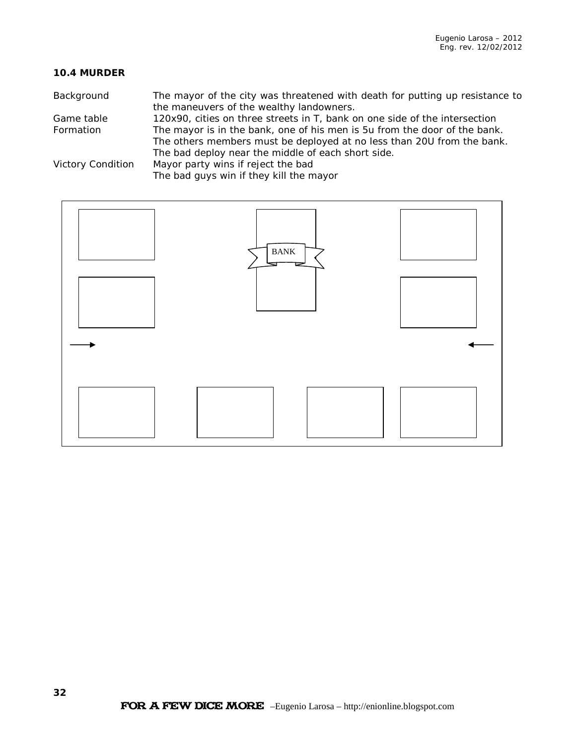### 10.4 MURDER

| | |
|---|---|
| Background | The mayor of the city was threatened with death for putting up resistance to the maneuvers of the wealthy landowners. |
| Game table | 120x90, cities on three streets in T, bank on one side of the intersection |
| Formation | The mayor is in the bank, one of his men is 5u from the door of the bank. The others members must be deployed at no less than 20U from the bank. The bad deploy near the middle of each short side. |
| Victory Condition | Mayor party wins if reject the bad<br>The bad guys win if they kill the mayor |

BANK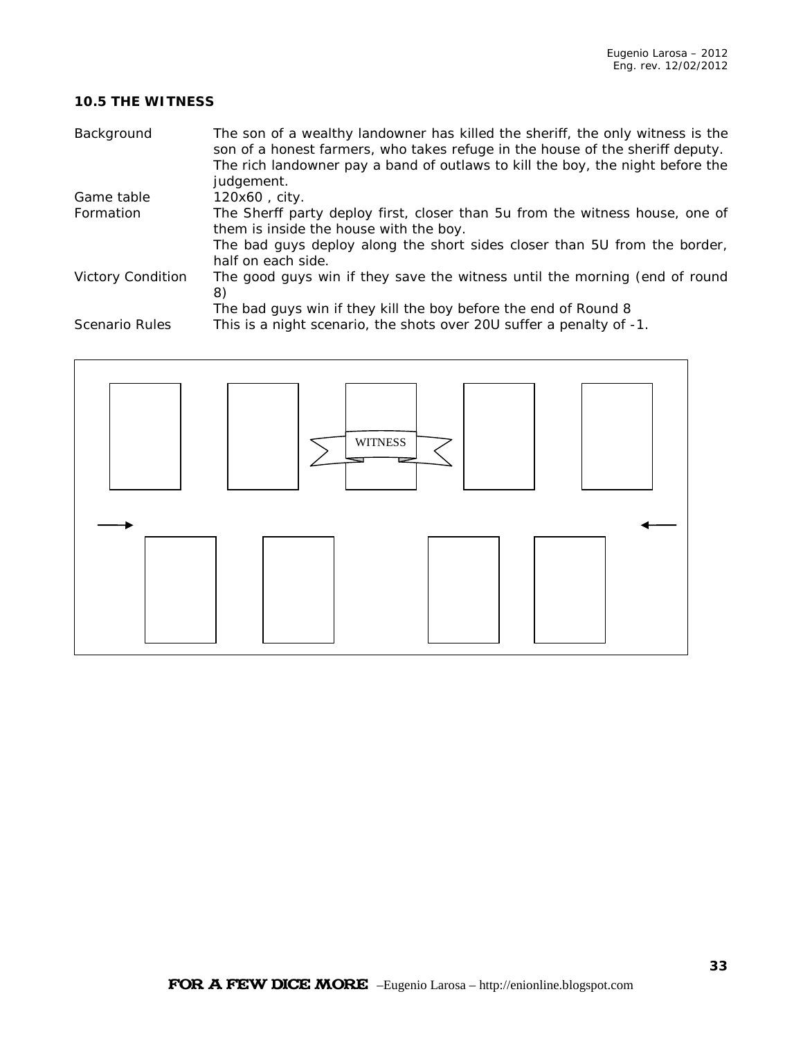## 10.5 THE WITNESS

| | |
|---|---|
| Background | The son of a wealthy landowner has killed the sheriff, the only witness is the son of a honest farmers, who takes refuge in the house of the sheriff deputy.<br>The rich landowner pay a band of outlaws to kill the boy, the night before the judgement. |
| Game table | 120x60 , city. |
| Formation | The Sherff party deploy first, closer than 5u from the witness house, one of them is inside the house with the boy.<br>The bad guys deploy along the short sides closer than 5U from the border, half on each side. |
| Victory Condition | The good guys win if they save the witness until the morning (end of round 8)<br>The bad guys win if they kill the boy before the end of Round 8 |
| Scenario Rules | This is a night scenario, the shots over 20U suffer a penalty of -1. |

WITNESS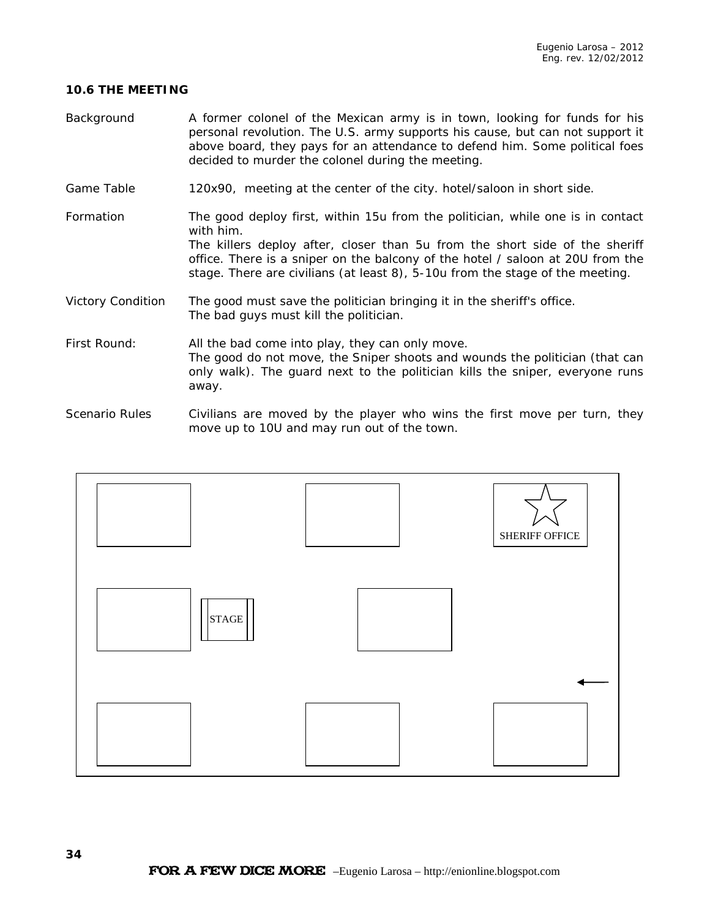### 10.6 THE MEETING

| | |
|---|---|
| Background | A former colonel of the Mexican army is in town, looking for funds for his personal revolution. The U.S. army supports his cause, but can not support it above board, they pays for an attendance to defend him. Some political foes decided to murder the colonel during the meeting. |
| Game Table | 120x90, meeting at the center of the city. hotel/saloon in short side. |
| Formation | The good deploy first, within 15u from the politician, while one is in contact with him.<br>The killers deploy after, closer than 5u from the short side of the sheriff office. There is a sniper on the balcony of the hotel / saloon at 20U from the stage. There are civilians (at least 8), 5-10u from the stage of the meeting. |
| Victory Condition | The good must save the politician bringing it in the sheriff's office.<br>The bad guys must kill the politician. |
| First Round: | All the bad come into play, they can only move.<br>The good do not move, the Sniper shoots and wounds the politician (that can only walk). The guard next to the politician kills the sniper, everyone runs away. |
| Scenario Rules | Civilians are moved by the player who wins the first move per turn, they move up to 10U and may run out of the town. |

STAGE

SHERIFF OFFICE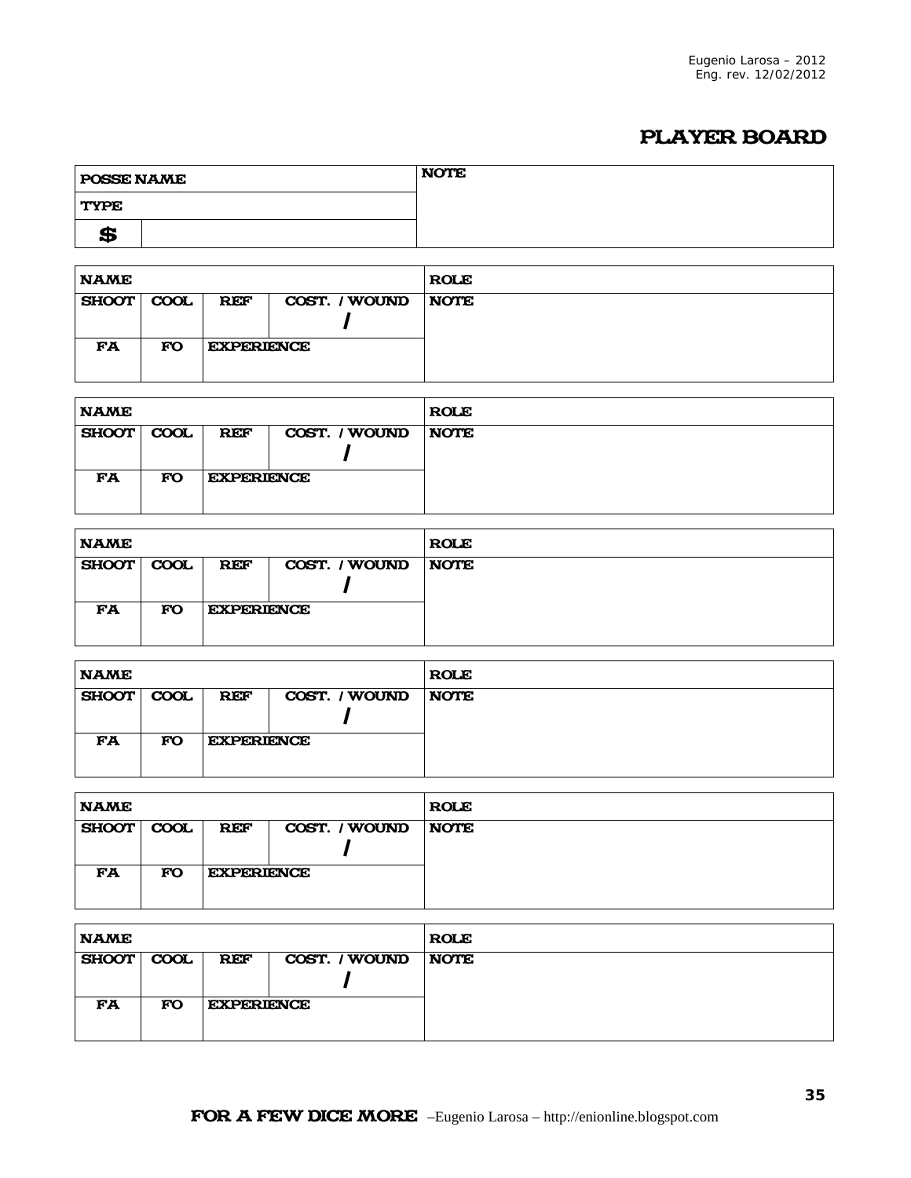Eugenio Larosa – 2012
Eng. rev. 12/02/2012

# PLAYER BOARD

| POSSE NAME | | NOTE |
|---|---|---|
| TYPE | | |
| $ | | |

| NAME | | | | ROLE |
|---|---|---|---|---|
| SHOOT | COOL | REF | COST. / WOUND | NOTE |
| | | | / | |
| FA | FO | EXPERIENCE | | |
| | | | | |

| NAME | | | | ROLE |
|---|---|---|---|---|
| SHOOT | COOL | REF | COST. / WOUND | NOTE |
| | | | / | |
| FA | FO | EXPERIENCE | | |
| | | | | |

| NAME | | | | ROLE |
|---|---|---|---|---|
| SHOOT | COOL | REF | COST. / WOUND | NOTE |
| | | | / | |
| FA | FO | EXPERIENCE | | |
| | | | | |

| NAME | | | | ROLE |
|---|---|---|---|---|
| SHOOT | COOL | REF | COST. / WOUND | NOTE |
| | | | / | |
| FA | FO | EXPERIENCE | | |
| | | | | |

| NAME | | | | ROLE |
|---|---|---|---|---|
| SHOOT | COOL | REF | COST. / WOUND | NOTE |
| | | | / | |
| FA | FO | EXPERIENCE | | |
| | | | | |

| NAME | | | | ROLE |
|---|---|---|---|---|
| SHOOT | COOL | REF | COST. / WOUND | NOTE |
| | | | / | |
| FA | FO | EXPERIENCE | | |
| | | | | |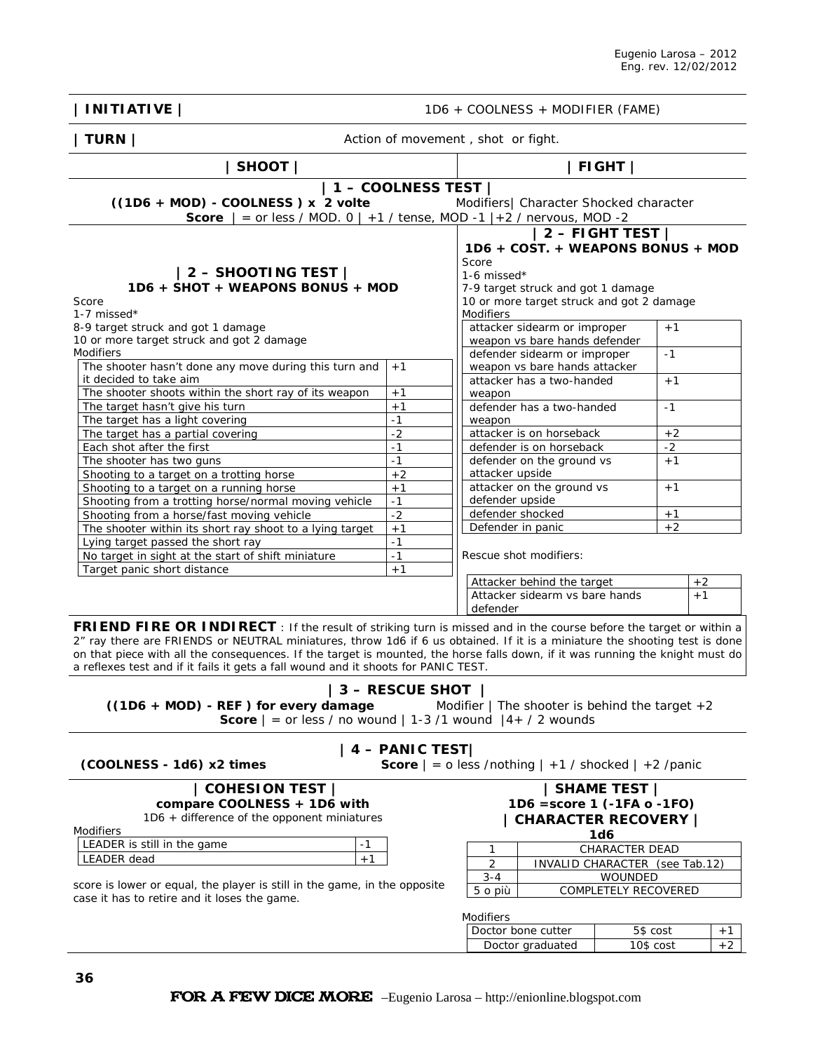Eugenio Larosa – 2012
Eng. rev. 12/02/2012

**| INITIATIVE |** 1D6 + COOLNESS + MODIFIER (FAME)

**| TURN |** Action of movement , shot or fight.

## | SHOOT | / | FIGHT |

### | 1 – COOLNESS TEST |

**((1D6 + MOD) - COOLNESS ) x 2 volte** Modifiers| Character Shocked character

**Score** | = or less / MOD. 0 | +1 / tense, MOD -1 |+2 / nervous, MOD -2

### | 2 – SHOOTING TEST |

**1D6 + SHOT + WEAPONS BONUS + MOD**

Score
1-7 missed*
8-9 target struck and got 1 damage
10 or more target struck and got 2 damage
Modifiers

| Modifier | |
|---|---|
| The shooter hasn't done any move during this turn and it decided to take aim | +1 |
| The shooter shoots within the short ray of its weapon | +1 |
| The target hasn't give his turn | +1 |
| The target has a light covering | -1 |
| The target has a partial covering | -2 |
| Each shot after the first | -1 |
| The shooter has two guns | -1 |
| Shooting to a target on a trotting horse | +2 |
| Shooting to a target on a running horse | +1 |
| Shooting from a trotting horse/normal moving vehicle | -1 |
| Shooting from a horse/fast moving vehicle | -2 |
| The shooter within its short ray shoot to a lying target | +1 |
| Lying target passed the short ray | -1 |
| No target in sight at the start of shift miniature | -1 |
| Target panic short distance | +1 |

### | 2 – FIGHT TEST |

**1D6 + COST. + WEAPONS BONUS + MOD**

Score
1-6 missed*
7-9 target struck and got 1 damage
10 or more target struck and got 2 damage
Modifiers

| Modifier | |
|---|---|
| attacker sidearm or improper weapon vs bare hands defender | +1 |
| defender sidearm or improper weapon vs bare hands attacker | -1 |
| attacker has a two-handed weapon | +1 |
| defender has a two-handed weapon | -1 |
| attacker is on horseback | +2 |
| defender is on horseback | -2 |
| defender on the ground vs attacker upside | +1 |
| attacker on the ground vs defender upside | +1 |
| defender shocked | +1 |
| Defender in panic | +2 |

Rescue shot modifiers:

| Modifier | |
|---|---|
| Attacker behind the target | +2 |
| Attacker sidearm vs bare hands defender | +1 |

**FRIEND FIRE OR INDIRECT** : If the result of striking turn is missed and in the course before the target or within a 2" ray there are FRIENDS or NEUTRAL miniatures, throw 1d6 if 6 us obtained. If it is a miniature the shooting test is done on that piece with all the consequences. If the target is mounted, the horse falls down, if it was running the knight must do a reflexes test and if it fails it gets a fall wound and it shoots for PANIC TEST.

### | 3 – RESCUE SHOT |

**((1D6 + MOD) - REF ) for every damage** Modifier | The shooter is behind the target +2

**Score** | = or less / no wound | 1-3 /1 wound |4+ / 2 wounds

### | 4 – PANIC TEST|

**(COOLNESS - 1d6) x2 times** **Score** | = o less /nothing | +1 / shocked | +2 /panic

### | COHESION TEST |

**compare COOLNESS + 1D6 with**
1D6 + difference of the opponent miniatures

Modifiers

| Modifier | |
|---|---|
| LEADER is still in the game | -1 |
| LEADER dead | +1 |

score is lower or equal, the player is still in the game, in the opposite case it has to retire and it loses the game.

### | SHAME TEST |

**1D6 =score 1 (-1FA o -1FO)**

### | CHARACTER RECOVERY |

**1d6**

| 1d6 | |
|---|---|
| 1 | CHARACTER DEAD |
| 2 | INVALID CHARACTER (see Tab.12) |
| 3-4 | WOUNDED |
| 5 o più | COMPLETELY RECOVERED |

Modifiers

| Modifier | Cost | |
|---|---|---|
| Doctor bone cutter | 5$ cost | +1 |
| Doctor graduated | 10$ cost | +2 |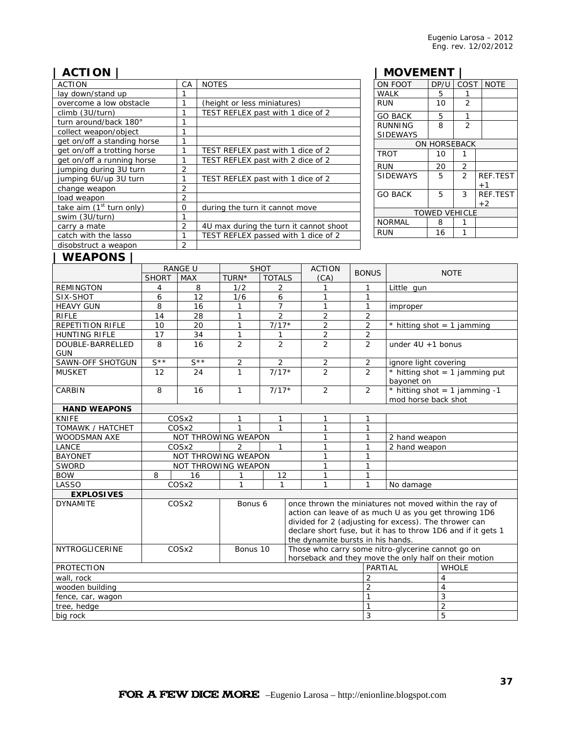## | ACTION |

| ACTION | CA | NOTES |
|---|---|---|
| lay down/stand up | 1 | |
| overcome a low obstacle | 1 | (height or less miniatures) |
| climb (3U/turn) | 1 | TEST REFLEX past with 1 dice of 2 |
| turn around/back 180° | 1 | |
| collect weapon/object | 1 | |
| get on/off a standing horse | 1 | |
| get on/off a trotting horse | 1 | TEST REFLEX past with 1 dice of 2 |
| get on/off a running horse | 1 | TEST REFLEX past with 2 dice of 2 |
| jumping during 3U turn | 2 | |
| jumping 6U/up 3U turn | 1 | TEST REFLEX past with 1 dice of 2 |
| change weapon | 2 | |
| load weapon | 2 | |
| take aim (1st turn only) | 0 | during the turn it cannot move |
| swim (3U/turn) | 1 | |
| carry a mate | 2 | 4U max during the turn it cannot shoot |
| catch with the lasso | 1 | TEST REFLEX passed with 1 dice of 2 |
| disobstruct a weapon | 2 | |

## | MOVEMENT |

| ON FOOT | DP/U | COST | NOTE |
|---|---|---|---|
| WALK | 5 | 1 | |
| RUN | 10 | 2 | |
| GO BACK | 5 | 1 | |
| RUNNING SIDEWAYS | 8 | 2 | |
| ON HORSEBACK | | | |
| TROT | 10 | 1 | |
| RUN | 20 | 2 | |
| SIDEWAYS | 5 | 2 | REF.TEST +1 |
| GO BACK | 5 | 3 | REF.TEST +2 |
| TOWED VEHICLE | | | |
| NORMAL | 8 | 1 | |
| RUN | 16 | 1 | |

## | WEAPONS |

| | RANGE U | | SHOT | | ACTION | BONUS | NOTE |
|---|---|---|---|---|---|---|---|
| | SHORT | MAX | TURN* | TOTALS | (CA) | | |
| REMINGTON | 4 | 8 | 1/2 | 2 | 1 | 1 | Little gun |
| SIX-SHOT | 6 | 12 | 1/6 | 6 | 1 | 1 | |
| HEAVY GUN | 8 | 16 | 1 | 7 | 1 | 1 | improper |
| RIFLE | 14 | 28 | 1 | 2 | 2 | 2 | |
| REPETITION RIFLE | 10 | 20 | 1 | 7/17* | 2 | 2 | * hitting shot = 1 jamming |
| HUNTING RIFLE | 17 | 34 | 1 | 1 | 2 | 2 | |
| DOUBLE-BARRELLED GUN | 8 | 16 | 2 | 2 | 2 | 2 | under 4U +1 bonus |
| SAWN-OFF SHOTGUN | S** | S** | 2 | 2 | 2 | 2 | ignore light covering |
| MUSKET | 12 | 24 | 1 | 7/17* | 2 | 2 | * hitting shot = 1 jamming put bayonet on |
| CARBIN | 8 | 16 | 1 | 7/17* | 2 | 2 | * hitting shot = 1 jamming -1 mod horse back shot |
| **HAND WEAPONS** | | | | | | | |
| KNIFE | COSx2 | | 1 | 1 | 1 | 1 | |
| TOMAWK / HATCHET | COSx2 | | 1 | 1 | 1 | 1 | |
| WOODSMAN AXE | NOT THROWING WEAPON | | | | 1 | 1 | 2 hand weapon |
| LANCE | COSx2 | | 2 | 1 | 1 | 1 | 2 hand weapon |
| BAYONET | NOT THROWING WEAPON | | | | 1 | 1 | |
| SWORD | NOT THROWING WEAPON | | | | 1 | 1 | |
| BOW | 8 | 16 | 1 | 12 | 1 | 1 | |
| LASSO | COSx2 | | 1 | 1 | 1 | 1 | No damage |
| **EXPLOSIVES** | | | | | | | |
| DYNAMITE | COSx2 | | Bonus 6 | | once thrown the miniatures not moved within the ray of action can leave of as much U as you get throwing 1D6 divided for 2 (adjusting for excess). The thrower can declare short fuse, but it has to throw 1D6 and if it gets 1 the dynamite bursts in his hands. | | |
| NYTROGLICERINE | COSx2 | | Bonus 10 | | Those who carry some nitro-glycerine cannot go on horseback and they move the only half on their motion | | |

| PROTECTION | PARTIAL | WHOLE |
|---|---|---|
| wall, rock | 2 | 4 |
| wooden building | 2 | 4 |
| fence, car, wagon | 1 | 3 |
| tree, hedge | 1 | 2 |
| big rock | 3 | 5 |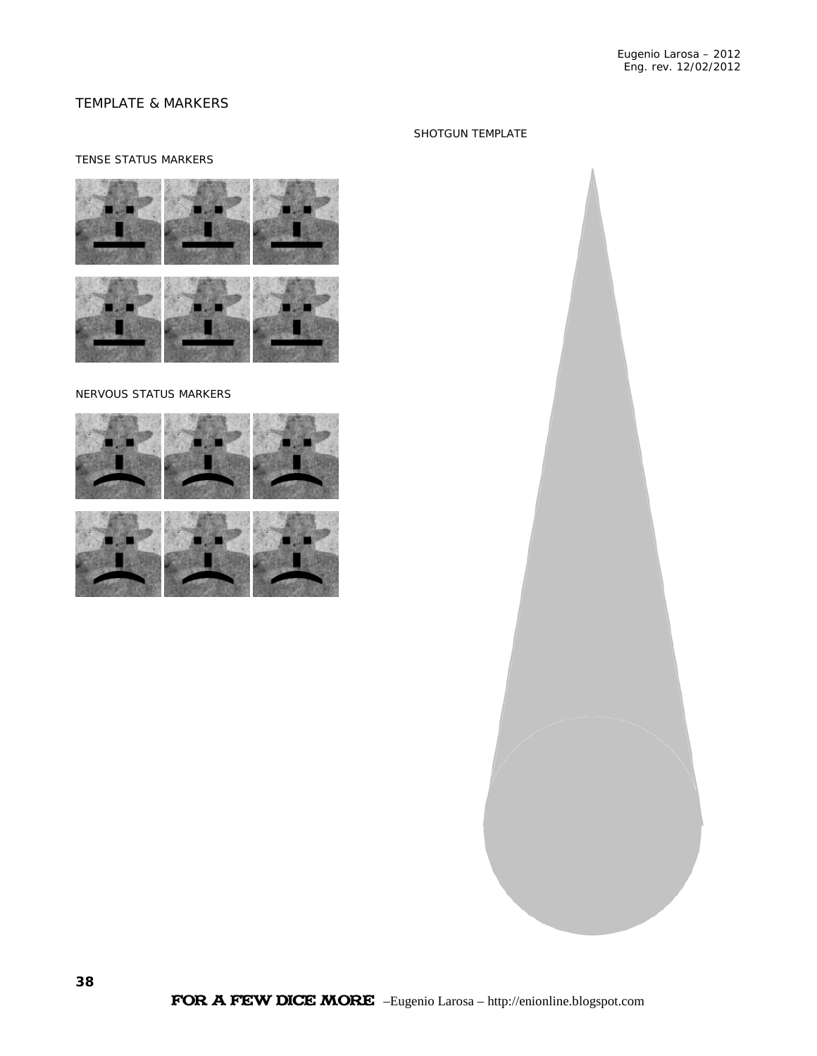Eugenio Larosa – 2012
Eng. rev. 12/02/2012

## TEMPLATE & MARKERS

SHOTGUN TEMPLATE

TENSE STATUS MARKERS

NERVOUS STATUS MARKERS